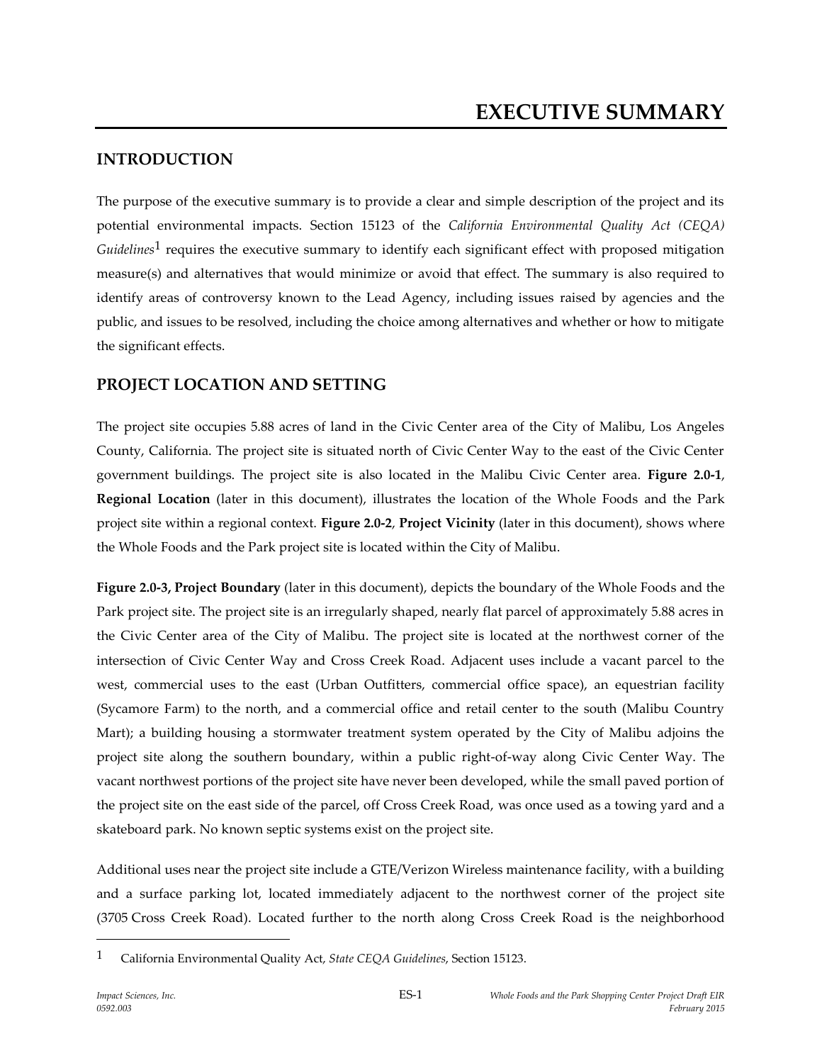# EXECUTIVE SUMMARY

## INTRODUCTION

The purpose of the executive summary is to provide a clear and simple description of the project and its potential environmental impacts. Section 15123 of the *California Environmental Quality Act (CEQA) Guidelines*[1] requires the executive summary to identify each significant effect with proposed mitigation measure(s) and alternatives that would minimize or avoid that effect. The summary is also required to identify areas of controversy known to the Lead Agency, including issues raised by agencies and the public, and issues to be resolved, including the choice among alternatives and whether or how to mitigate the significant effects.

## PROJECT LOCATION AND SETTING

The project site occupies 5.88 acres of land in the Civic Center area of the City of Malibu, Los Angeles County, California. The project site is situated north of Civic Center Way to the east of the Civic Center government buildings. The project site is also located in the Malibu Civic Center area. **Figure 2.0-1**, **Regional Location** (later in this document), illustrates the location of the Whole Foods and the Park project site within a regional context. **Figure 2.0-2**, **Project Vicinity** (later in this document), shows where the Whole Foods and the Park project site is located within the City of Malibu.

**Figure 2.0-3, Project Boundary** (later in this document), depicts the boundary of the Whole Foods and the Park project site. The project site is an irregularly shaped, nearly flat parcel of approximately 5.88 acres in the Civic Center area of the City of Malibu. The project site is located at the northwest corner of the intersection of Civic Center Way and Cross Creek Road. Adjacent uses include a vacant parcel to the west, commercial uses to the east (Urban Outfitters, commercial office space), an equestrian facility (Sycamore Farm) to the north, and a commercial office and retail center to the south (Malibu Country Mart); a building housing a stormwater treatment system operated by the City of Malibu adjoins the project site along the southern boundary, within a public right-of-way along Civic Center Way. The vacant northwest portions of the project site have never been developed, while the small paved portion of the project site on the east side of the parcel, off Cross Creek Road, was once used as a towing yard and a skateboard park. No known septic systems exist on the project site.

Additional uses near the project site include a GTE/Verizon Wireless maintenance facility, with a building and a surface parking lot, located immediately adjacent to the northwest corner of the project site (3705 Cross Creek Road). Located further to the north along Cross Creek Road is the neighborhood

---

[1] California Environmental Quality Act, *State CEQA Guidelines*, Section 15123.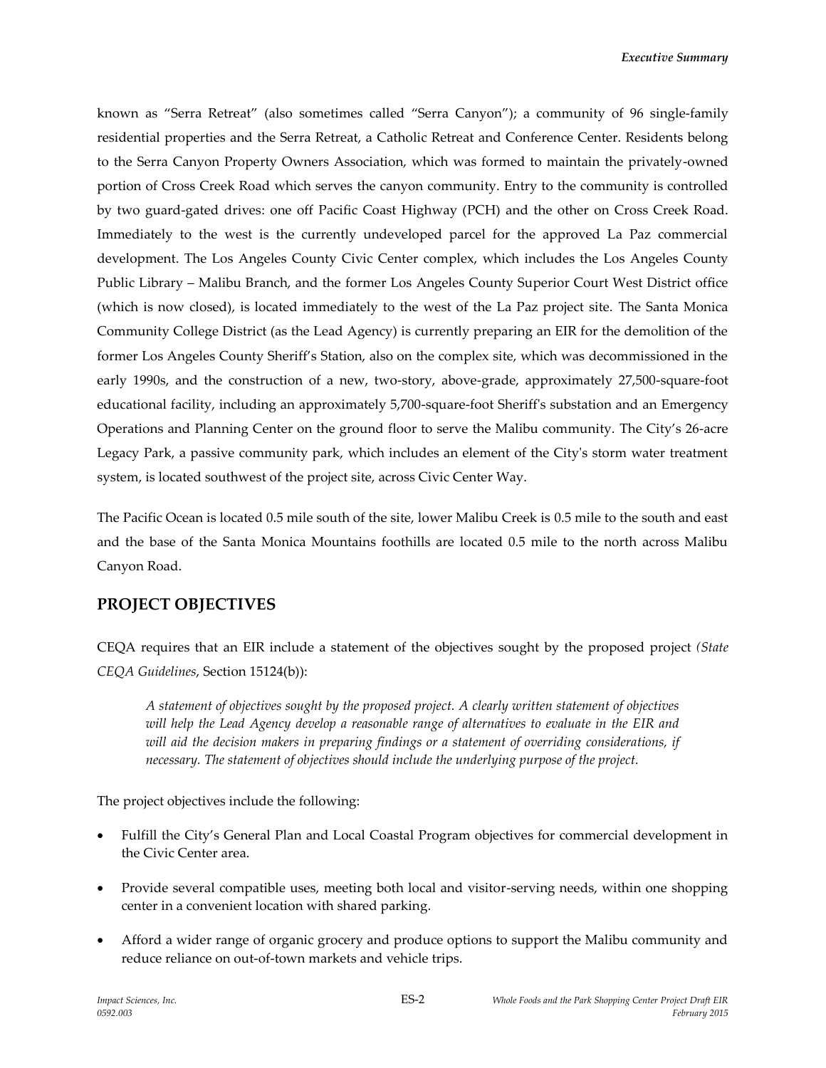known as "Serra Retreat" (also sometimes called "Serra Canyon"); a community of 96 single-family residential properties and the Serra Retreat, a Catholic Retreat and Conference Center. Residents belong to the Serra Canyon Property Owners Association, which was formed to maintain the privately-owned portion of Cross Creek Road which serves the canyon community. Entry to the community is controlled by two guard-gated drives: one off Pacific Coast Highway (PCH) and the other on Cross Creek Road. Immediately to the west is the currently undeveloped parcel for the approved La Paz commercial development. The Los Angeles County Civic Center complex, which includes the Los Angeles County Public Library – Malibu Branch, and the former Los Angeles County Superior Court West District office (which is now closed), is located immediately to the west of the La Paz project site. The Santa Monica Community College District (as the Lead Agency) is currently preparing an EIR for the demolition of the former Los Angeles County Sheriff's Station, also on the complex site, which was decommissioned in the early 1990s, and the construction of a new, two-story, above-grade, approximately 27,500-square-foot educational facility, including an approximately 5,700-square-foot Sheriff's substation and an Emergency Operations and Planning Center on the ground floor to serve the Malibu community. The City's 26-acre Legacy Park, a passive community park, which includes an element of the City's storm water treatment system, is located southwest of the project site, across Civic Center Way.

The Pacific Ocean is located 0.5 mile south of the site, lower Malibu Creek is 0.5 mile to the south and east and the base of the Santa Monica Mountains foothills are located 0.5 mile to the north across Malibu Canyon Road.

## PROJECT OBJECTIVES

CEQA requires that an EIR include a statement of the objectives sought by the proposed project *(State CEQA Guidelines*, Section 15124(b)):

> *A statement of objectives sought by the proposed project. A clearly written statement of objectives will help the Lead Agency develop a reasonable range of alternatives to evaluate in the EIR and will aid the decision makers in preparing findings or a statement of overriding considerations, if necessary. The statement of objectives should include the underlying purpose of the project.*

The project objectives include the following:

- Fulfill the City's General Plan and Local Coastal Program objectives for commercial development in the Civic Center area.
- Provide several compatible uses, meeting both local and visitor-serving needs, within one shopping center in a convenient location with shared parking.
- Afford a wider range of organic grocery and produce options to support the Malibu community and reduce reliance on out-of-town markets and vehicle trips.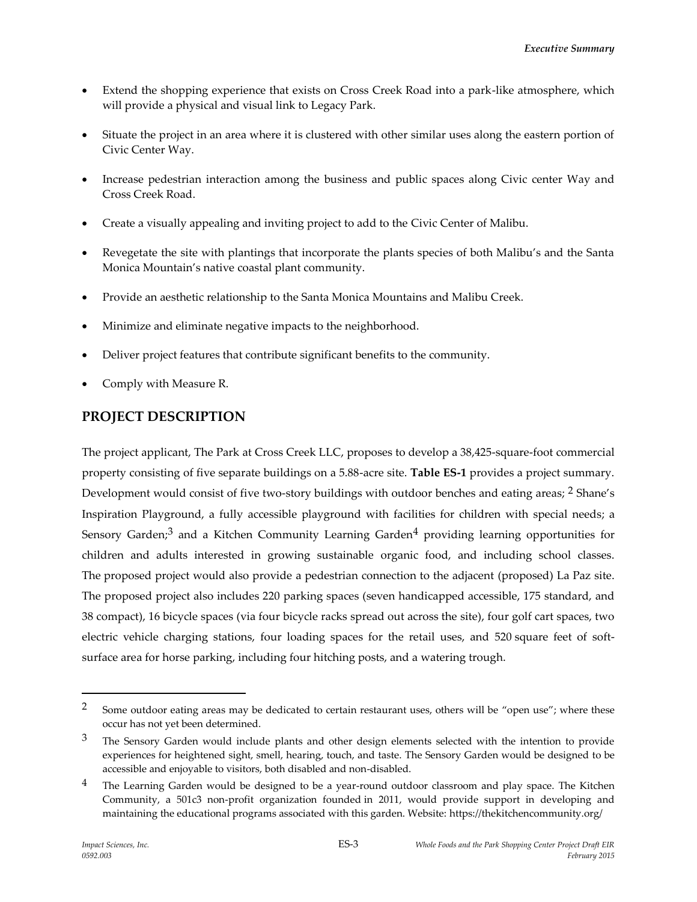- Extend the shopping experience that exists on Cross Creek Road into a park-like atmosphere, which will provide a physical and visual link to Legacy Park.
- Situate the project in an area where it is clustered with other similar uses along the eastern portion of Civic Center Way.
- Increase pedestrian interaction among the business and public spaces along Civic center Way and Cross Creek Road.
- Create a visually appealing and inviting project to add to the Civic Center of Malibu.
- Revegetate the site with plantings that incorporate the plants species of both Malibu's and the Santa Monica Mountain's native coastal plant community.
- Provide an aesthetic relationship to the Santa Monica Mountains and Malibu Creek.
- Minimize and eliminate negative impacts to the neighborhood.
- Deliver project features that contribute significant benefits to the community.
- Comply with Measure R.

## PROJECT DESCRIPTION

The project applicant, The Park at Cross Creek LLC, proposes to develop a 38,425-square-foot commercial property consisting of five separate buildings on a 5.88-acre site. **Table ES-1** provides a project summary. Development would consist of five two-story buildings with outdoor benches and eating areas; [2] Shane's Inspiration Playground, a fully accessible playground with facilities for children with special needs; a Sensory Garden;[3] and a Kitchen Community Learning Garden[4] providing learning opportunities for children and adults interested in growing sustainable organic food, and including school classes. The proposed project would also provide a pedestrian connection to the adjacent (proposed) La Paz site. The proposed project also includes 220 parking spaces (seven handicapped accessible, 175 standard, and 38 compact), 16 bicycle spaces (via four bicycle racks spread out across the site), four golf cart spaces, two electric vehicle charging stations, four loading spaces for the retail uses, and 520 square feet of soft-surface area for horse parking, including four hitching posts, and a watering trough.

---

[2] Some outdoor eating areas may be dedicated to certain restaurant uses, others will be "open use"; where these occur has not yet been determined.

[3] The Sensory Garden would include plants and other design elements selected with the intention to provide experiences for heightened sight, smell, hearing, touch, and taste. The Sensory Garden would be designed to be accessible and enjoyable to visitors, both disabled and non-disabled.

[4] The Learning Garden would be designed to be a year-round outdoor classroom and play space. The Kitchen Community, a 501c3 non-profit organization founded in 2011, would provide support in developing and maintaining the educational programs associated with this garden. Website: https://thekitchencommunity.org/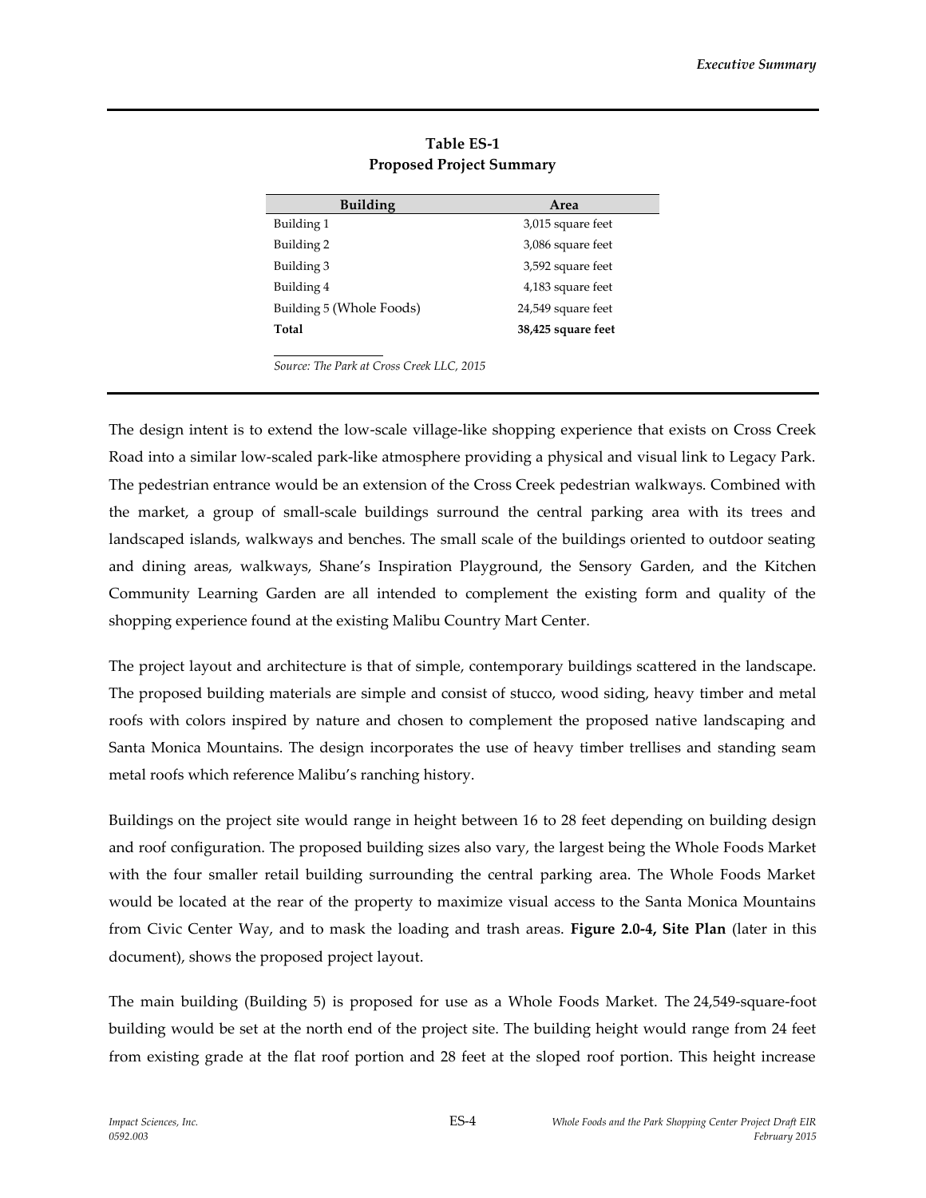**Table ES-1**
**Proposed Project Summary**

| Building | Area |
| --- | --- |
| Building 1 | 3,015 square feet |
| Building 2 | 3,086 square feet |
| Building 3 | 3,592 square feet |
| Building 4 | 4,183 square feet |
| Building 5 (Whole Foods) | 24,549 square feet |
| **Total** | **38,425 square feet** |

*Source: The Park at Cross Creek LLC, 2015*

The design intent is to extend the low-scale village-like shopping experience that exists on Cross Creek Road into a similar low-scaled park-like atmosphere providing a physical and visual link to Legacy Park. The pedestrian entrance would be an extension of the Cross Creek pedestrian walkways. Combined with the market, a group of small-scale buildings surround the central parking area with its trees and landscaped islands, walkways and benches. The small scale of the buildings oriented to outdoor seating and dining areas, walkways, Shane's Inspiration Playground, the Sensory Garden, and the Kitchen Community Learning Garden are all intended to complement the existing form and quality of the shopping experience found at the existing Malibu Country Mart Center.

The project layout and architecture is that of simple, contemporary buildings scattered in the landscape. The proposed building materials are simple and consist of stucco, wood siding, heavy timber and metal roofs with colors inspired by nature and chosen to complement the proposed native landscaping and Santa Monica Mountains. The design incorporates the use of heavy timber trellises and standing seam metal roofs which reference Malibu's ranching history.

Buildings on the project site would range in height between 16 to 28 feet depending on building design and roof configuration. The proposed building sizes also vary, the largest being the Whole Foods Market with the four smaller retail building surrounding the central parking area. The Whole Foods Market would be located at the rear of the property to maximize visual access to the Santa Monica Mountains from Civic Center Way, and to mask the loading and trash areas. **Figure 2.0-4, Site Plan** (later in this document), shows the proposed project layout.

The main building (Building 5) is proposed for use as a Whole Foods Market. The 24,549-square-foot building would be set at the north end of the project site. The building height would range from 24 feet from existing grade at the flat roof portion and 28 feet at the sloped roof portion. This height increase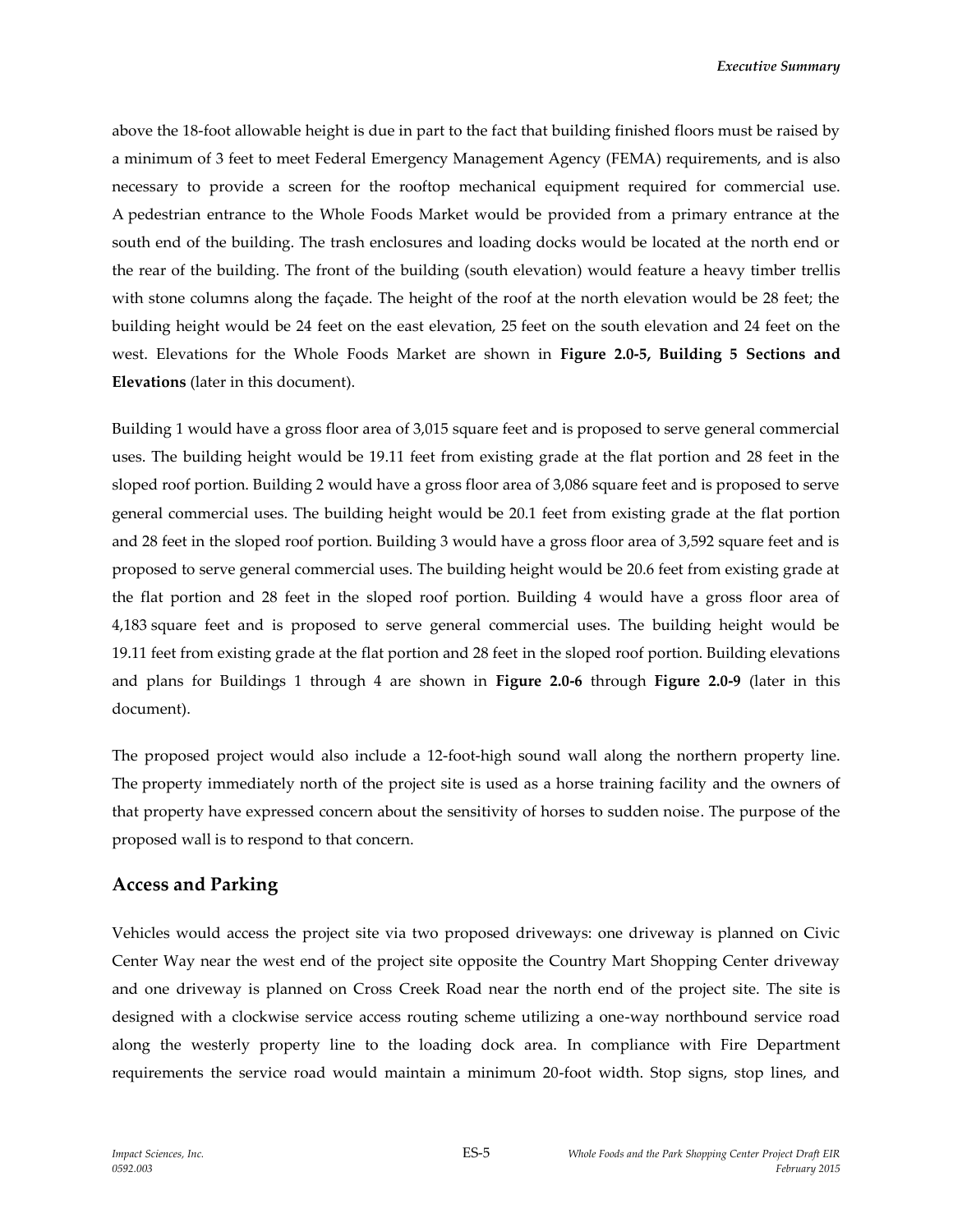above the 18-foot allowable height is due in part to the fact that building finished floors must be raised by a minimum of 3 feet to meet Federal Emergency Management Agency (FEMA) requirements, and is also necessary to provide a screen for the rooftop mechanical equipment required for commercial use. A pedestrian entrance to the Whole Foods Market would be provided from a primary entrance at the south end of the building. The trash enclosures and loading docks would be located at the north end or the rear of the building. The front of the building (south elevation) would feature a heavy timber trellis with stone columns along the façade. The height of the roof at the north elevation would be 28 feet; the building height would be 24 feet on the east elevation, 25 feet on the south elevation and 24 feet on the west. Elevations for the Whole Foods Market are shown in **Figure 2.0-5, Building 5 Sections and Elevations** (later in this document).

Building 1 would have a gross floor area of 3,015 square feet and is proposed to serve general commercial uses. The building height would be 19.11 feet from existing grade at the flat portion and 28 feet in the sloped roof portion. Building 2 would have a gross floor area of 3,086 square feet and is proposed to serve general commercial uses. The building height would be 20.1 feet from existing grade at the flat portion and 28 feet in the sloped roof portion. Building 3 would have a gross floor area of 3,592 square feet and is proposed to serve general commercial uses. The building height would be 20.6 feet from existing grade at the flat portion and 28 feet in the sloped roof portion. Building 4 would have a gross floor area of 4,183 square feet and is proposed to serve general commercial uses. The building height would be 19.11 feet from existing grade at the flat portion and 28 feet in the sloped roof portion. Building elevations and plans for Buildings 1 through 4 are shown in **Figure 2.0-6** through **Figure 2.0-9** (later in this document).

The proposed project would also include a 12-foot-high sound wall along the northern property line. The property immediately north of the project site is used as a horse training facility and the owners of that property have expressed concern about the sensitivity of horses to sudden noise. The purpose of the proposed wall is to respond to that concern.

## Access and Parking

Vehicles would access the project site via two proposed driveways: one driveway is planned on Civic Center Way near the west end of the project site opposite the Country Mart Shopping Center driveway and one driveway is planned on Cross Creek Road near the north end of the project site. The site is designed with a clockwise service access routing scheme utilizing a one-way northbound service road along the westerly property line to the loading dock area. In compliance with Fire Department requirements the service road would maintain a minimum 20-foot width. Stop signs, stop lines, and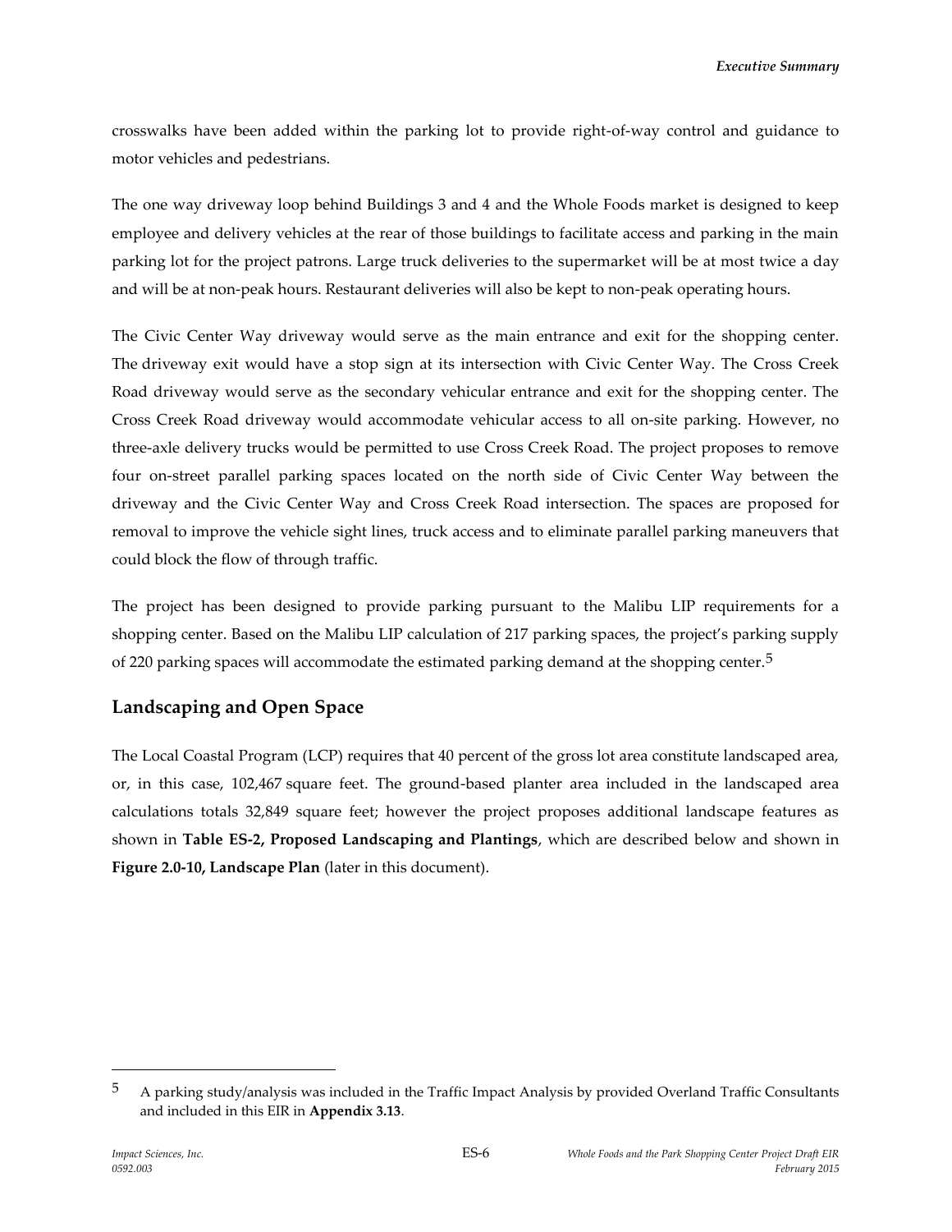crosswalks have been added within the parking lot to provide right-of-way control and guidance to motor vehicles and pedestrians.

The one way driveway loop behind Buildings 3 and 4 and the Whole Foods market is designed to keep employee and delivery vehicles at the rear of those buildings to facilitate access and parking in the main parking lot for the project patrons. Large truck deliveries to the supermarket will be at most twice a day and will be at non-peak hours. Restaurant deliveries will also be kept to non-peak operating hours.

The Civic Center Way driveway would serve as the main entrance and exit for the shopping center. The driveway exit would have a stop sign at its intersection with Civic Center Way. The Cross Creek Road driveway would serve as the secondary vehicular entrance and exit for the shopping center. The Cross Creek Road driveway would accommodate vehicular access to all on-site parking. However, no three-axle delivery trucks would be permitted to use Cross Creek Road. The project proposes to remove four on-street parallel parking spaces located on the north side of Civic Center Way between the driveway and the Civic Center Way and Cross Creek Road intersection. The spaces are proposed for removal to improve the vehicle sight lines, truck access and to eliminate parallel parking maneuvers that could block the flow of through traffic.

The project has been designed to provide parking pursuant to the Malibu LIP requirements for a shopping center. Based on the Malibu LIP calculation of 217 parking spaces, the project's parking supply of 220 parking spaces will accommodate the estimated parking demand at the shopping center.[5]

## Landscaping and Open Space

The Local Coastal Program (LCP) requires that 40 percent of the gross lot area constitute landscaped area, or, in this case, 102,467 square feet. The ground-based planter area included in the landscaped area calculations totals 32,849 square feet; however the project proposes additional landscape features as shown in **Table ES-2, Proposed Landscaping and Plantings**, which are described below and shown in **Figure 2.0-10, Landscape Plan** (later in this document).

[5] A parking study/analysis was included in the Traffic Impact Analysis by provided Overland Traffic Consultants and included in this EIR in **Appendix 3.13**.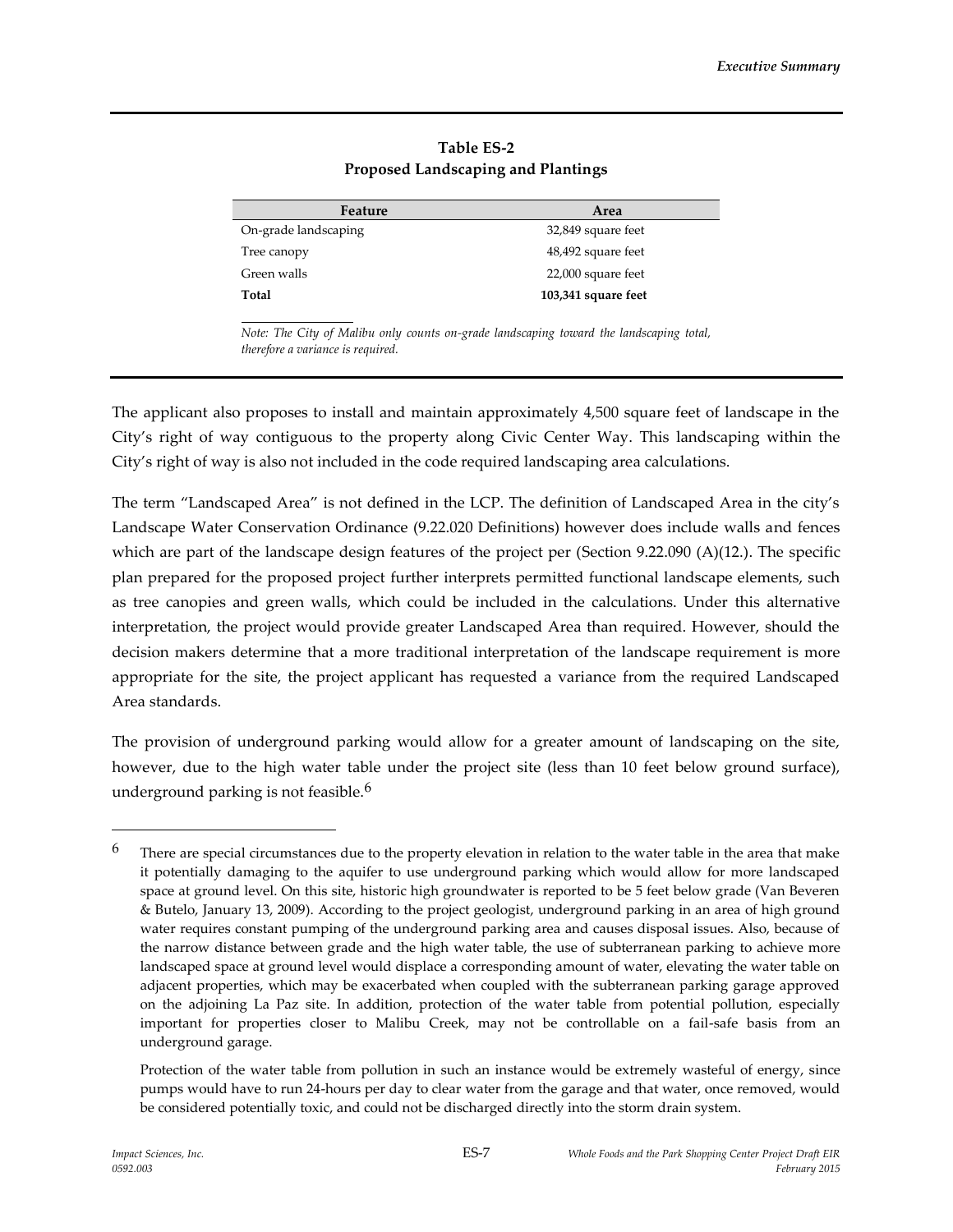**Table ES-2**
**Proposed Landscaping and Plantings**

| Feature | Area |
|---|---|
| On-grade landscaping | 32,849 square feet |
| Tree canopy | 48,492 square feet |
| Green walls | 22,000 square feet |
| **Total** | **103,341 square feet** |

*Note: The City of Malibu only counts on-grade landscaping toward the landscaping total, therefore a variance is required.*

The applicant also proposes to install and maintain approximately 4,500 square feet of landscape in the City's right of way contiguous to the property along Civic Center Way. This landscaping within the City's right of way is also not included in the code required landscaping area calculations.

The term "Landscaped Area" is not defined in the LCP. The definition of Landscaped Area in the city's Landscape Water Conservation Ordinance (9.22.020 Definitions) however does include walls and fences which are part of the landscape design features of the project per (Section 9.22.090 (A)(12.). The specific plan prepared for the proposed project further interprets permitted functional landscape elements, such as tree canopies and green walls, which could be included in the calculations. Under this alternative interpretation, the project would provide greater Landscaped Area than required. However, should the decision makers determine that a more traditional interpretation of the landscape requirement is more appropriate for the site, the project applicant has requested a variance from the required Landscaped Area standards.

The provision of underground parking would allow for a greater amount of landscaping on the site, however, due to the high water table under the project site (less than 10 feet below ground surface), underground parking is not feasible.[6]

---

[6] There are special circumstances due to the property elevation in relation to the water table in the area that make it potentially damaging to the aquifer to use underground parking which would allow for more landscaped space at ground level. On this site, historic high groundwater is reported to be 5 feet below grade (Van Beveren & Butelo, January 13, 2009). According to the project geologist, underground parking in an area of high ground water requires constant pumping of the underground parking area and causes disposal issues. Also, because of the narrow distance between grade and the high water table, the use of subterranean parking to achieve more landscaped space at ground level would displace a corresponding amount of water, elevating the water table on adjacent properties, which may be exacerbated when coupled with the subterranean parking garage approved on the adjoining La Paz site. In addition, protection of the water table from potential pollution, especially important for properties closer to Malibu Creek, may not be controllable on a fail-safe basis from an underground garage.

Protection of the water table from pollution in such an instance would be extremely wasteful of energy, since pumps would have to run 24-hours per day to clear water from the garage and that water, once removed, would be considered potentially toxic, and could not be discharged directly into the storm drain system.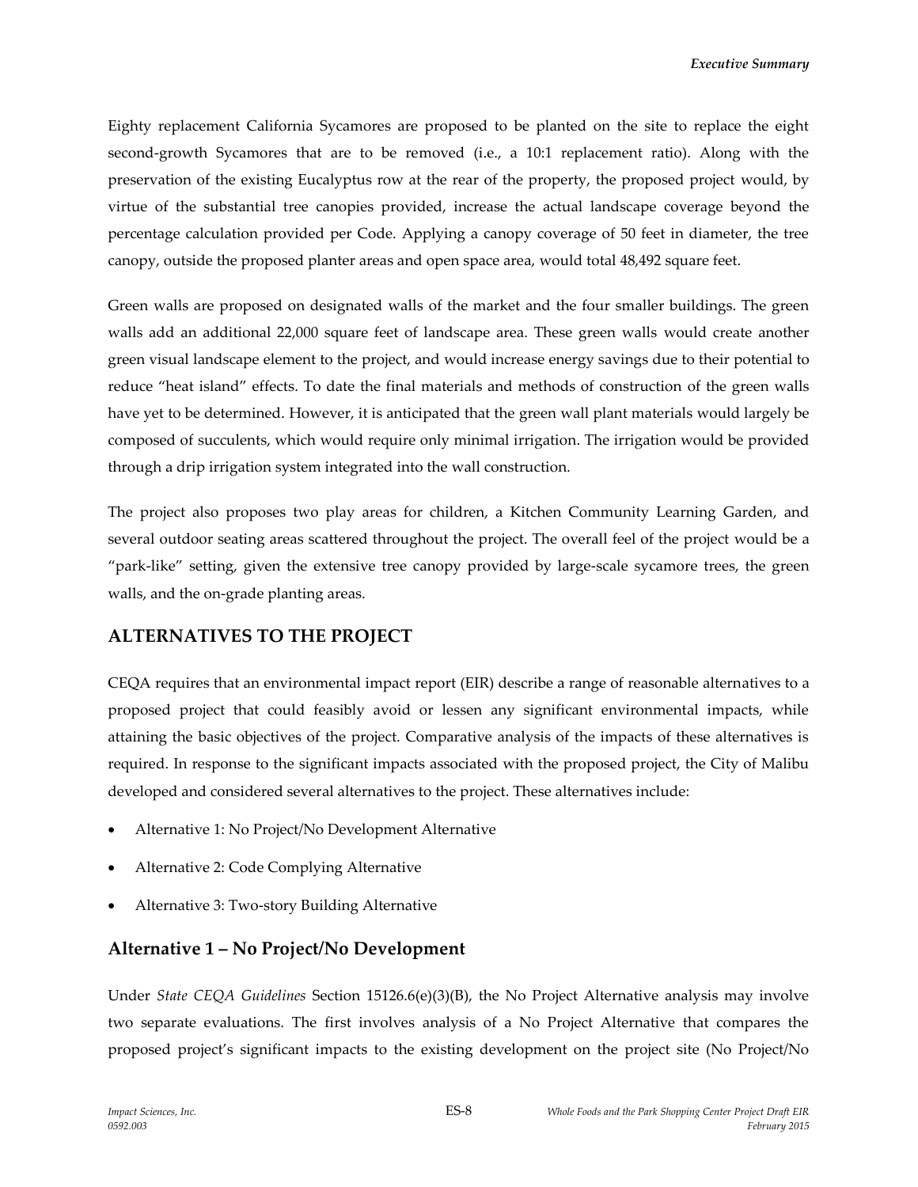Eighty replacement California Sycamores are proposed to be planted on the site to replace the eight second-growth Sycamores that are to be removed (i.e., a 10:1 replacement ratio). Along with the preservation of the existing Eucalyptus row at the rear of the property, the proposed project would, by virtue of the substantial tree canopies provided, increase the actual landscape coverage beyond the percentage calculation provided per Code. Applying a canopy coverage of 50 feet in diameter, the tree canopy, outside the proposed planter areas and open space area, would total 48,492 square feet.

Green walls are proposed on designated walls of the market and the four smaller buildings. The green walls add an additional 22,000 square feet of landscape area. These green walls would create another green visual landscape element to the project, and would increase energy savings due to their potential to reduce "heat island" effects. To date the final materials and methods of construction of the green walls have yet to be determined. However, it is anticipated that the green wall plant materials would largely be composed of succulents, which would require only minimal irrigation. The irrigation would be provided through a drip irrigation system integrated into the wall construction.

The project also proposes two play areas for children, a Kitchen Community Learning Garden, and several outdoor seating areas scattered throughout the project. The overall feel of the project would be a "park-like" setting, given the extensive tree canopy provided by large-scale sycamore trees, the green walls, and the on-grade planting areas.

## ALTERNATIVES TO THE PROJECT

CEQA requires that an environmental impact report (EIR) describe a range of reasonable alternatives to a proposed project that could feasibly avoid or lessen any significant environmental impacts, while attaining the basic objectives of the project. Comparative analysis of the impacts of these alternatives is required. In response to the significant impacts associated with the proposed project, the City of Malibu developed and considered several alternatives to the project. These alternatives include:

- Alternative 1: No Project/No Development Alternative
- Alternative 2: Code Complying Alternative
- Alternative 3: Two-story Building Alternative

### Alternative 1 – No Project/No Development

Under *State CEQA Guidelines* Section 15126.6(e)(3)(B), the No Project Alternative analysis may involve two separate evaluations. The first involves analysis of a No Project Alternative that compares the proposed project's significant impacts to the existing development on the project site (No Project/No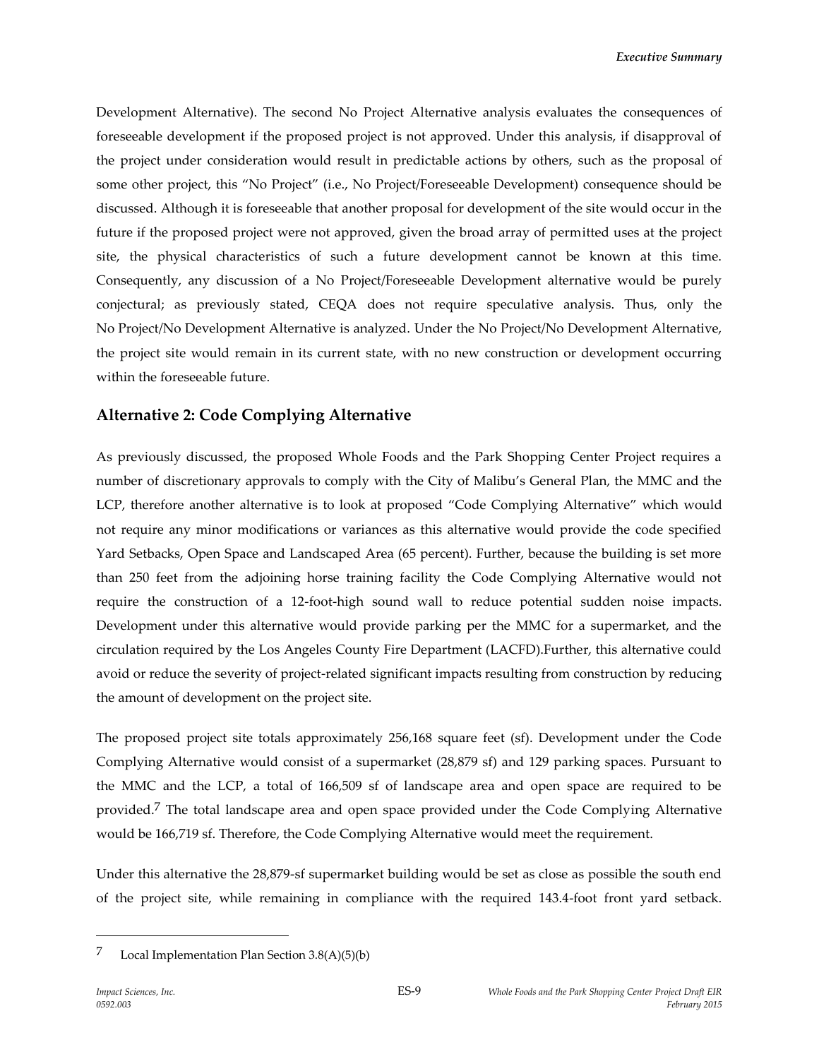Development Alternative). The second No Project Alternative analysis evaluates the consequences of foreseeable development if the proposed project is not approved. Under this analysis, if disapproval of the project under consideration would result in predictable actions by others, such as the proposal of some other project, this “No Project” (i.e., No Project/Foreseeable Development) consequence should be discussed. Although it is foreseeable that another proposal for development of the site would occur in the future if the proposed project were not approved, given the broad array of permitted uses at the project site, the physical characteristics of such a future development cannot be known at this time. Consequently, any discussion of a No Project/Foreseeable Development alternative would be purely conjectural; as previously stated, CEQA does not require speculative analysis. Thus, only the No Project/No Development Alternative is analyzed. Under the No Project/No Development Alternative, the project site would remain in its current state, with no new construction or development occurring within the foreseeable future.

## Alternative 2: Code Complying Alternative

As previously discussed, the proposed Whole Foods and the Park Shopping Center Project requires a number of discretionary approvals to comply with the City of Malibu’s General Plan, the MMC and the LCP, therefore another alternative is to look at proposed “Code Complying Alternative” which would not require any minor modifications or variances as this alternative would provide the code specified Yard Setbacks, Open Space and Landscaped Area (65 percent). Further, because the building is set more than 250 feet from the adjoining horse training facility the Code Complying Alternative would not require the construction of a 12-foot-high sound wall to reduce potential sudden noise impacts. Development under this alternative would provide parking per the MMC for a supermarket, and the circulation required by the Los Angeles County Fire Department (LACFD).Further, this alternative could avoid or reduce the severity of project-related significant impacts resulting from construction by reducing the amount of development on the project site.

The proposed project site totals approximately 256,168 square feet (sf). Development under the Code Complying Alternative would consist of a supermarket (28,879 sf) and 129 parking spaces. Pursuant to the MMC and the LCP, a total of 166,509 sf of landscape area and open space are required to be provided.[7] The total landscape area and open space provided under the Code Complying Alternative would be 166,719 sf. Therefore, the Code Complying Alternative would meet the requirement.

Under this alternative the 28,879-sf supermarket building would be set as close as possible the south end of the project site, while remaining in compliance with the required 143.4-foot front yard setback.

---

[7] Local Implementation Plan Section 3.8(A)(5)(b)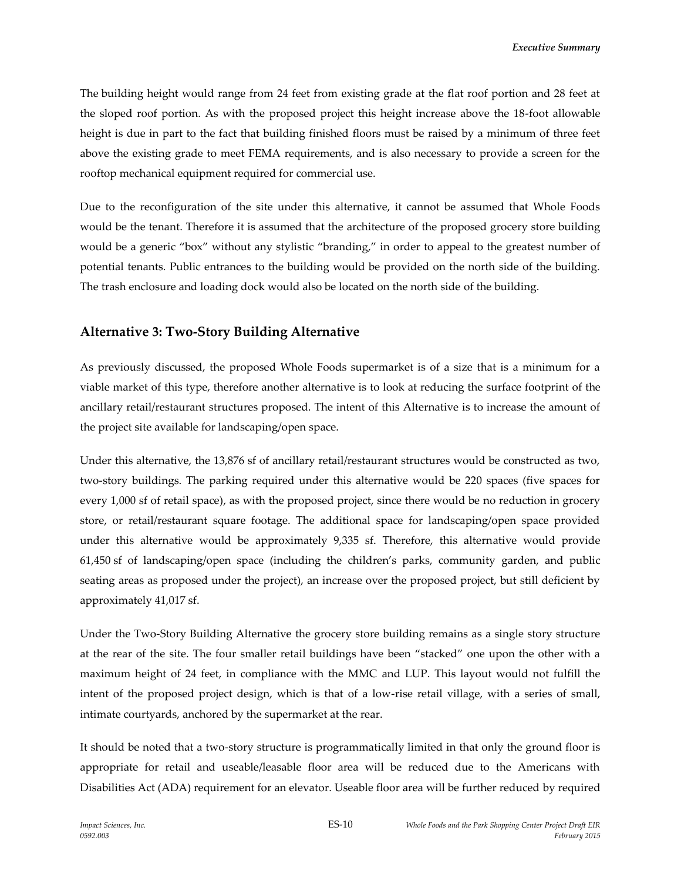The building height would range from 24 feet from existing grade at the flat roof portion and 28 feet at the sloped roof portion. As with the proposed project this height increase above the 18-foot allowable height is due in part to the fact that building finished floors must be raised by a minimum of three feet above the existing grade to meet FEMA requirements, and is also necessary to provide a screen for the rooftop mechanical equipment required for commercial use.

Due to the reconfiguration of the site under this alternative, it cannot be assumed that Whole Foods would be the tenant. Therefore it is assumed that the architecture of the proposed grocery store building would be a generic "box" without any stylistic "branding," in order to appeal to the greatest number of potential tenants. Public entrances to the building would be provided on the north side of the building. The trash enclosure and loading dock would also be located on the north side of the building.

## Alternative 3: Two-Story Building Alternative

As previously discussed, the proposed Whole Foods supermarket is of a size that is a minimum for a viable market of this type, therefore another alternative is to look at reducing the surface footprint of the ancillary retail/restaurant structures proposed. The intent of this Alternative is to increase the amount of the project site available for landscaping/open space.

Under this alternative, the 13,876 sf of ancillary retail/restaurant structures would be constructed as two, two-story buildings. The parking required under this alternative would be 220 spaces (five spaces for every 1,000 sf of retail space), as with the proposed project, since there would be no reduction in grocery store, or retail/restaurant square footage. The additional space for landscaping/open space provided under this alternative would be approximately 9,335 sf. Therefore, this alternative would provide 61,450 sf of landscaping/open space (including the children's parks, community garden, and public seating areas as proposed under the project), an increase over the proposed project, but still deficient by approximately 41,017 sf.

Under the Two-Story Building Alternative the grocery store building remains as a single story structure at the rear of the site. The four smaller retail buildings have been "stacked" one upon the other with a maximum height of 24 feet, in compliance with the MMC and LUP. This layout would not fulfill the intent of the proposed project design, which is that of a low-rise retail village, with a series of small, intimate courtyards, anchored by the supermarket at the rear.

It should be noted that a two-story structure is programmatically limited in that only the ground floor is appropriate for retail and useable/leasable floor area will be reduced due to the Americans with Disabilities Act (ADA) requirement for an elevator. Useable floor area will be further reduced by required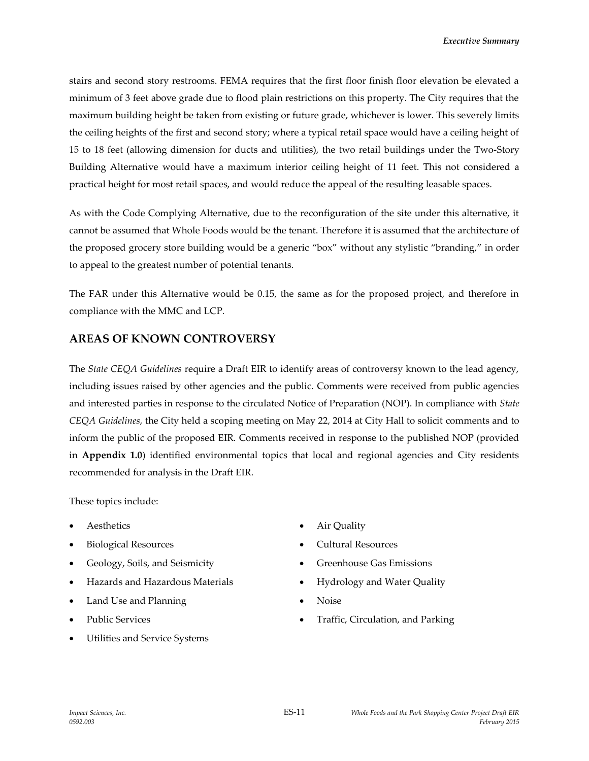stairs and second story restrooms. FEMA requires that the first floor finish floor elevation be elevated a minimum of 3 feet above grade due to flood plain restrictions on this property. The City requires that the maximum building height be taken from existing or future grade, whichever is lower. This severely limits the ceiling heights of the first and second story; where a typical retail space would have a ceiling height of 15 to 18 feet (allowing dimension for ducts and utilities), the two retail buildings under the Two-Story Building Alternative would have a maximum interior ceiling height of 11 feet. This not considered a practical height for most retail spaces, and would reduce the appeal of the resulting leasable spaces.

As with the Code Complying Alternative, due to the reconfiguration of the site under this alternative, it cannot be assumed that Whole Foods would be the tenant. Therefore it is assumed that the architecture of the proposed grocery store building would be a generic "box" without any stylistic "branding," in order to appeal to the greatest number of potential tenants.

The FAR under this Alternative would be 0.15, the same as for the proposed project, and therefore in compliance with the MMC and LCP.

## AREAS OF KNOWN CONTROVERSY

The *State CEQA Guidelines* require a Draft EIR to identify areas of controversy known to the lead agency, including issues raised by other agencies and the public. Comments were received from public agencies and interested parties in response to the circulated Notice of Preparation (NOP). In compliance with *State CEQA Guidelines*, the City held a scoping meeting on May 22, 2014 at City Hall to solicit comments and to inform the public of the proposed EIR. Comments received in response to the published NOP (provided in **Appendix 1.0**) identified environmental topics that local and regional agencies and City residents recommended for analysis in the Draft EIR.

These topics include:

- Aesthetics
- Air Quality
- Biological Resources
- Cultural Resources
- Geology, Soils, and Seismicity
- Greenhouse Gas Emissions
- Hazards and Hazardous Materials
- Hydrology and Water Quality
- Land Use and Planning
- Noise
- Public Services
- Traffic, Circulation, and Parking
- Utilities and Service Systems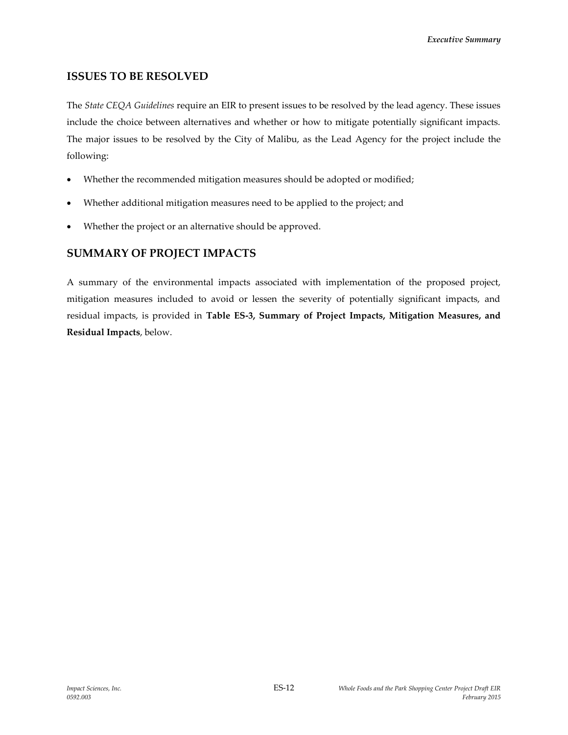## ISSUES TO BE RESOLVED

The *State CEQA Guidelines* require an EIR to present issues to be resolved by the lead agency. These issues include the choice between alternatives and whether or how to mitigate potentially significant impacts. The major issues to be resolved by the City of Malibu, as the Lead Agency for the project include the following:

- Whether the recommended mitigation measures should be adopted or modified;
- Whether additional mitigation measures need to be applied to the project; and
- Whether the project or an alternative should be approved.

## SUMMARY OF PROJECT IMPACTS

A summary of the environmental impacts associated with implementation of the proposed project, mitigation measures included to avoid or lessen the severity of potentially significant impacts, and residual impacts, is provided in **Table ES-3, Summary of Project Impacts, Mitigation Measures, and Residual Impacts**, below.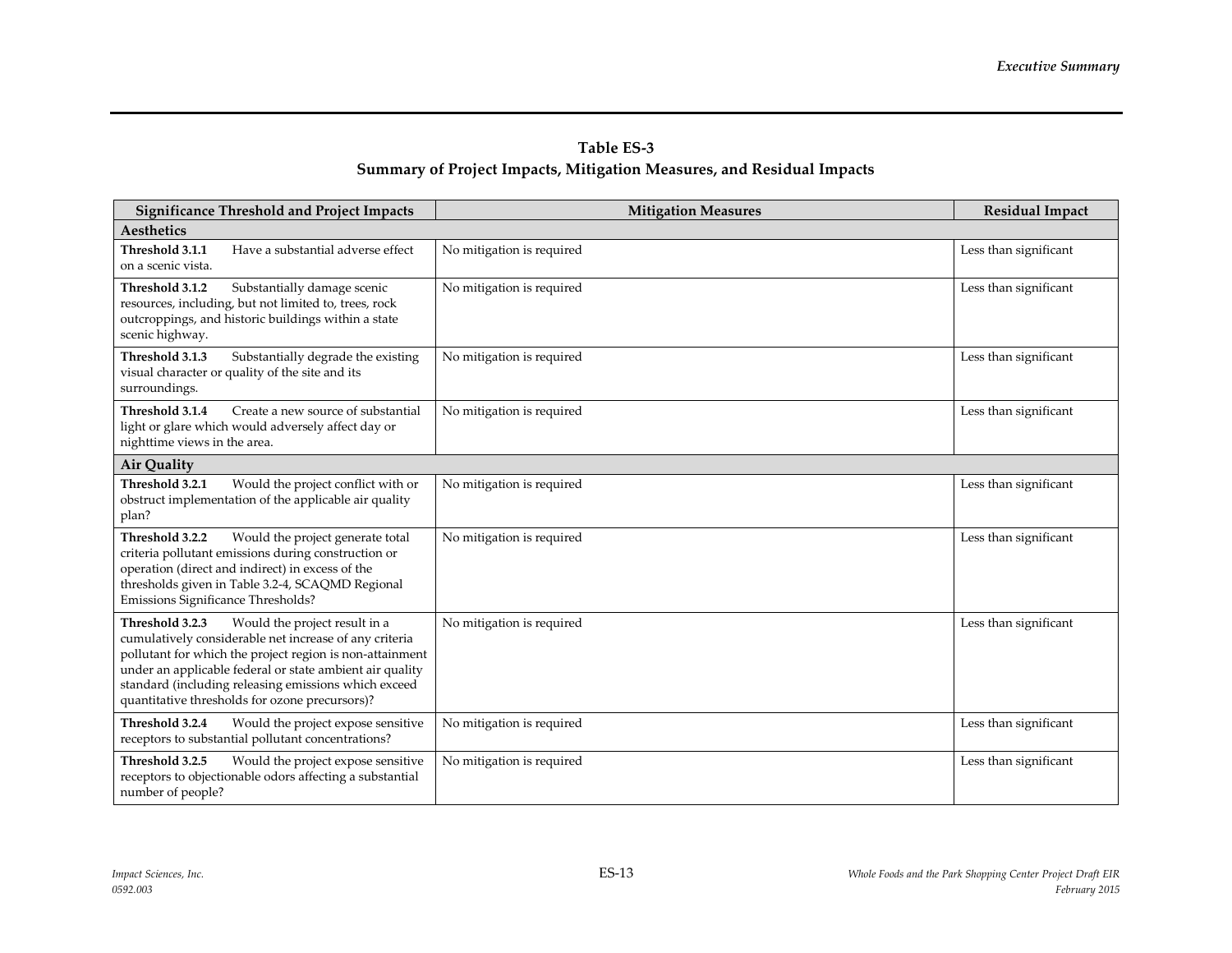**Table ES-3**
**Summary of Project Impacts, Mitigation Measures, and Residual Impacts**

| Significance Threshold and Project Impacts | Mitigation Measures | Residual Impact |
|---|---|---|
| **Aesthetics** | | |
| **Threshold 3.1.1** Have a substantial adverse effect on a scenic vista. | No mitigation is required | Less than significant |
| **Threshold 3.1.2** Substantially damage scenic resources, including, but not limited to, trees, rock outcroppings, and historic buildings within a state scenic highway. | No mitigation is required | Less than significant |
| **Threshold 3.1.3** Substantially degrade the existing visual character or quality of the site and its surroundings. | No mitigation is required | Less than significant |
| **Threshold 3.1.4** Create a new source of substantial light or glare which would adversely affect day or nighttime views in the area. | No mitigation is required | Less than significant |
| **Air Quality** | | |
| **Threshold 3.2.1** Would the project conflict with or obstruct implementation of the applicable air quality plan? | No mitigation is required | Less than significant |
| **Threshold 3.2.2** Would the project generate total criteria pollutant emissions during construction or operation (direct and indirect) in excess of the thresholds given in Table 3.2-4, SCAQMD Regional Emissions Significance Thresholds? | No mitigation is required | Less than significant |
| **Threshold 3.2.3** Would the project result in a cumulatively considerable net increase of any criteria pollutant for which the project region is non-attainment under an applicable federal or state ambient air quality standard (including releasing emissions which exceed quantitative thresholds for ozone precursors)? | No mitigation is required | Less than significant |
| **Threshold 3.2.4** Would the project expose sensitive receptors to substantial pollutant concentrations? | No mitigation is required | Less than significant |
| **Threshold 3.2.5** Would the project expose sensitive receptors to objectionable odors affecting a substantial number of people? | No mitigation is required | Less than significant |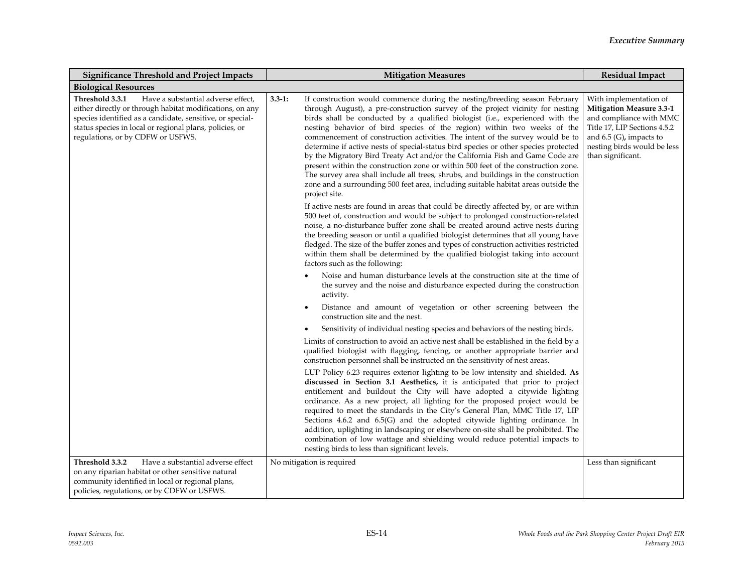| Significance Threshold and Project Impacts | Mitigation Measures | Residual Impact |
|---|---|---|
| **Biological Resources** | | |
| **Threshold 3.3.1** Have a substantial adverse effect, either directly or through habitat modifications, on any species identified as a candidate, sensitive, or special-status species in local or regional plans, policies, or regulations, or by CDFW or USFWS. | **3.3-1:** If construction would commence during the nesting/breeding season February through August), a pre-construction survey of the project vicinity for nesting birds shall be conducted by a qualified biologist (i.e., experienced with the nesting behavior of bird species of the region) within two weeks of the commencement of construction activities. The intent of the survey would be to determine if active nests of special-status bird species or other species protected by the Migratory Bird Treaty Act and/or the California Fish and Game Code are present within the construction zone or within 500 feet of the construction zone. The survey area shall include all trees, shrubs, and buildings in the construction zone and a surrounding 500 feet area, including suitable habitat areas outside the project site.<br><br>If active nests are found in areas that could be directly affected by, or are within 500 feet of, construction and would be subject to prolonged construction-related noise, a no-disturbance buffer zone shall be created around active nests during the breeding season or until a qualified biologist determines that all young have fledged. The size of the buffer zones and types of construction activities restricted within them shall be determined by the qualified biologist taking into account factors such as the following:<br><br>• Noise and human disturbance levels at the construction site at the time of the survey and the noise and disturbance expected during the construction activity.<br>• Distance and amount of vegetation or other screening between the construction site and the nest.<br>• Sensitivity of individual nesting species and behaviors of the nesting birds.<br><br>Limits of construction to avoid an active nest shall be established in the field by a qualified biologist with flagging, fencing, or another appropriate barrier and construction personnel shall be instructed on the sensitivity of nest areas.<br><br>LUP Policy 6.23 requires exterior lighting to be low intensity and shielded. **As discussed in Section 3.1 Aesthetics,** it is anticipated that prior to project entitlement and buildout the City will have adopted a citywide lighting ordinance. As a new project, all lighting for the proposed project would be required to meet the standards in the City's General Plan, MMC Title 17, LIP Sections 4.6.2 and 6.5(G) and the adopted citywide lighting ordinance. In addition, uplighting in landscaping or elsewhere on-site shall be prohibited. The combination of low wattage and shielding would reduce potential impacts to nesting birds to less than significant levels. | With implementation of **Mitigation Measure 3.3-1** and compliance with MMC Title 17, LIP Sections 4.5.2 and 6.5 (G), impacts to nesting birds would be less than significant. |
| **Threshold 3.3.2** Have a substantial adverse effect on any riparian habitat or other sensitive natural community identified in local or regional plans, policies, regulations, or by CDFW or USFWS. | No mitigation is required | Less than significant |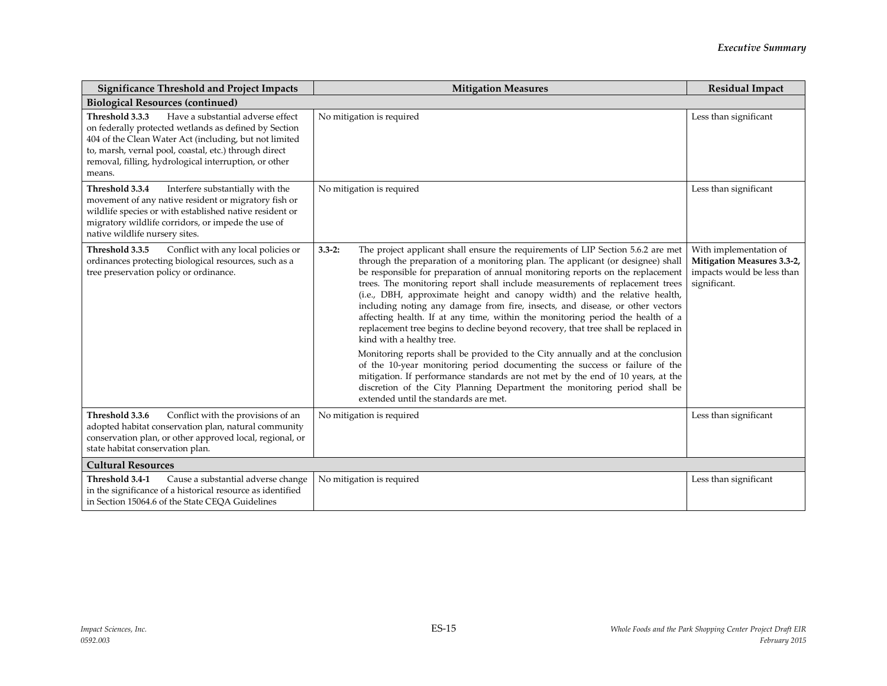| Significance Threshold and Project Impacts | Mitigation Measures | Residual Impact |
|---|---|---|
| **Biological Resources (continued)** | | |
| **Threshold 3.3.3** Have a substantial adverse effect on federally protected wetlands as defined by Section 404 of the Clean Water Act (including, but not limited to, marsh, vernal pool, coastal, etc.) through direct removal, filling, hydrological interruption, or other means. | No mitigation is required | Less than significant |
| **Threshold 3.3.4** Interfere substantially with the movement of any native resident or migratory fish or wildlife species or with established native resident or migratory wildlife corridors, or impede the use of native wildlife nursery sites. | No mitigation is required | Less than significant |
| **Threshold 3.3.5** Conflict with any local policies or ordinances protecting biological resources, such as a tree preservation policy or ordinance. | **3.3-2:** The project applicant shall ensure the requirements of LIP Section 5.6.2 are met through the preparation of a monitoring plan. The applicant (or designee) shall be responsible for preparation of annual monitoring reports on the replacement trees. The monitoring report shall include measurements of replacement trees (i.e., DBH, approximate height and canopy width) and the relative health, including noting any damage from fire, insects, and disease, or other vectors affecting health. If at any time, within the monitoring period the health of a replacement tree begins to decline beyond recovery, that tree shall be replaced in kind with a healthy tree.<br><br>Monitoring reports shall be provided to the City annually and at the conclusion of the 10-year monitoring period documenting the success or failure of the mitigation. If performance standards are not met by the end of 10 years, at the discretion of the City Planning Department the monitoring period shall be extended until the standards are met. | With implementation of **Mitigation Measures 3.3-2,** impacts would be less than significant. |
| **Threshold 3.3.6** Conflict with the provisions of an adopted habitat conservation plan, natural community conservation plan, or other approved local, regional, or state habitat conservation plan. | No mitigation is required | Less than significant |
| **Cultural Resources** | | |
| **Threshold 3.4-1** Cause a substantial adverse change in the significance of a historical resource as identified in Section 15064.6 of the State CEQA Guidelines | No mitigation is required | Less than significant |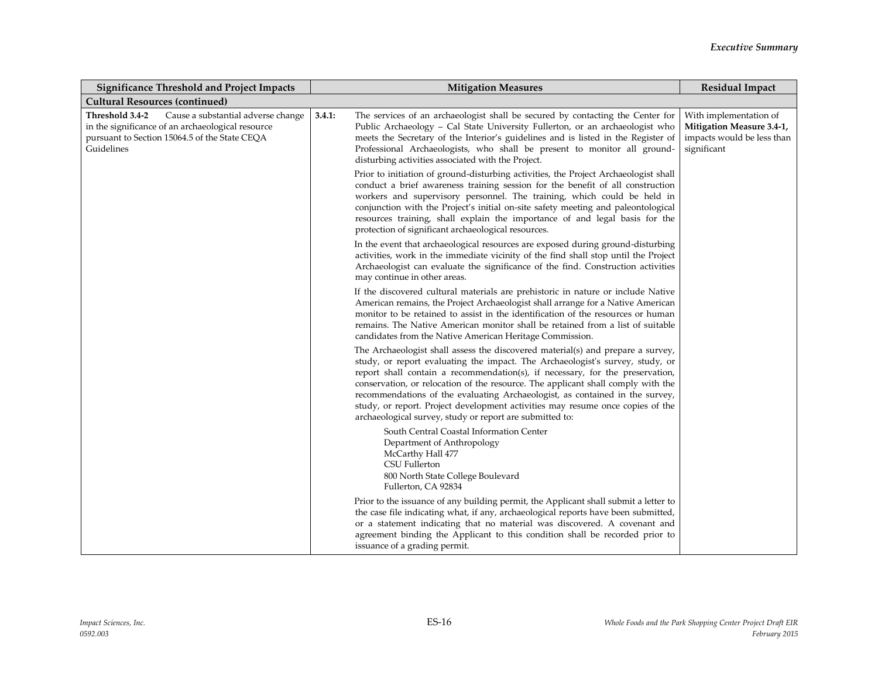| Significance Threshold and Project Impacts | Mitigation Measures | Residual Impact |
|---|---|---|
| **Cultural Resources (continued)** | | |
| **Threshold 3.4-2** Cause a substantial adverse change in the significance of an archaeological resource pursuant to Section 15064.5 of the State CEQA Guidelines | **3.4.1:** The services of an archaeologist shall be secured by contacting the Center for Public Archaeology – Cal State University Fullerton, or an archaeologist who meets the Secretary of the Interior's guidelines and is listed in the Register of Professional Archaeologists, who shall be present to monitor all ground-disturbing activities associated with the Project.<br><br>Prior to initiation of ground-disturbing activities, the Project Archaeologist shall conduct a brief awareness training session for the benefit of all construction workers and supervisory personnel. The training, which could be held in conjunction with the Project's initial on-site safety meeting and paleontological resources training, shall explain the importance of and legal basis for the protection of significant archaeological resources.<br><br>In the event that archaeological resources are exposed during ground-disturbing activities, work in the immediate vicinity of the find shall stop until the Project Archaeologist can evaluate the significance of the find. Construction activities may continue in other areas.<br><br>If the discovered cultural materials are prehistoric in nature or include Native American remains, the Project Archaeologist shall arrange for a Native American monitor to be retained to assist in the identification of the resources or human remains. The Native American monitor shall be retained from a list of suitable candidates from the Native American Heritage Commission.<br><br>The Archaeologist shall assess the discovered material(s) and prepare a survey, study, or report evaluating the impact. The Archaeologist's survey, study, or report shall contain a recommendation(s), if necessary, for the preservation, conservation, or relocation of the resource. The applicant shall comply with the recommendations of the evaluating Archaeologist, as contained in the survey, study, or report. Project development activities may resume once copies of the archaeological survey, study or report are submitted to:<br><br>South Central Coastal Information Center<br>Department of Anthropology<br>McCarthy Hall 477<br>CSU Fullerton<br>800 North State College Boulevard<br>Fullerton, CA 92834<br><br>Prior to the issuance of any building permit, the Applicant shall submit a letter to the case file indicating what, if any, archaeological reports have been submitted, or a statement indicating that no material was discovered. A covenant and agreement binding the Applicant to this condition shall be recorded prior to issuance of a grading permit. | With implementation of **Mitigation Measure 3.4-1,** impacts would be less than significant |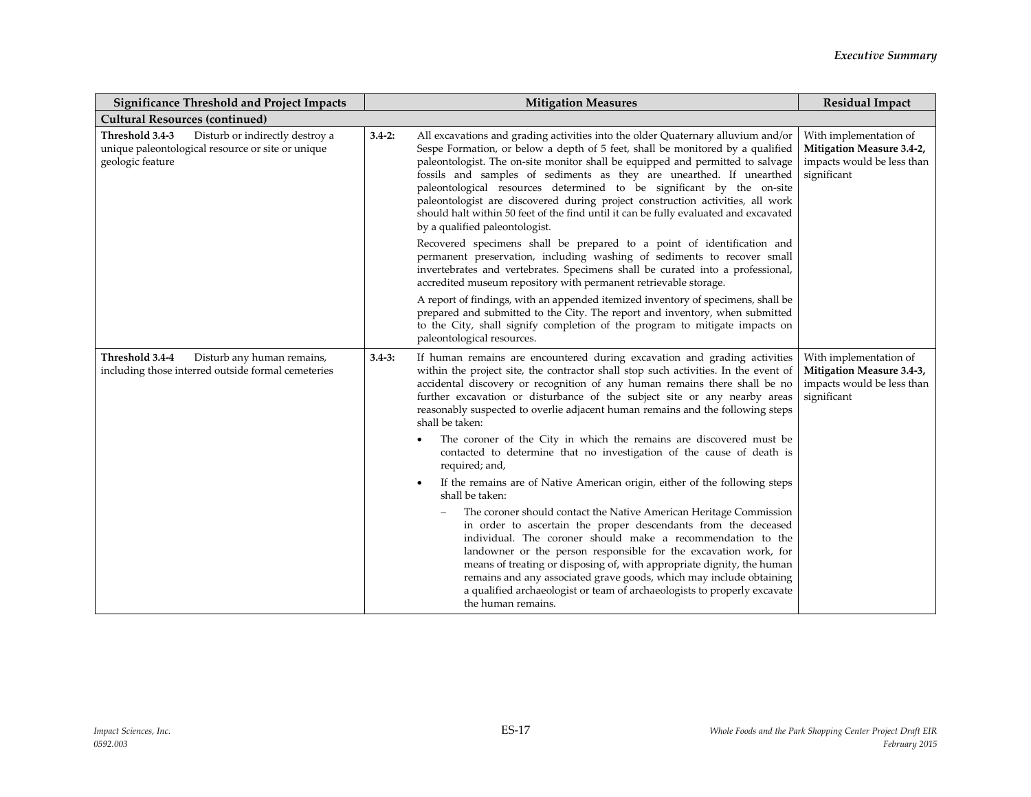| Significance Threshold and Project Impacts | Mitigation Measures | Residual Impact |
|---|---|---|
| **Cultural Resources (continued)** | | |
| **Threshold 3.4-3** Disturb or indirectly destroy a unique paleontological resource or site or unique geologic feature | **3.4-2:** All excavations and grading activities into the older Quaternary alluvium and/or Sespe Formation, or below a depth of 5 feet, shall be monitored by a qualified paleontologist. The on-site monitor shall be equipped and permitted to salvage fossils and samples of sediments as they are unearthed. If unearthed paleontological resources determined to be significant by the on-site paleontologist are discovered during project construction activities, all work should halt within 50 feet of the find until it can be fully evaluated and excavated by a qualified paleontologist.<br><br>Recovered specimens shall be prepared to a point of identification and permanent preservation, including washing of sediments to recover small invertebrates and vertebrates. Specimens shall be curated into a professional, accredited museum repository with permanent retrievable storage.<br><br>A report of findings, with an appended itemized inventory of specimens, shall be prepared and submitted to the City. The report and inventory, when submitted to the City, shall signify completion of the program to mitigate impacts on paleontological resources. | With implementation of **Mitigation Measure 3.4-2,** impacts would be less than significant |
| **Threshold 3.4-4** Disturb any human remains, including those interred outside formal cemeteries | **3.4-3:** If human remains are encountered during excavation and grading activities within the project site, the contractor shall stop such activities. In the event of accidental discovery or recognition of any human remains there shall be no further excavation or disturbance of the subject site or any nearby areas reasonably suspected to overlie adjacent human remains and the following steps shall be taken:<br><br>• The coroner of the City in which the remains are discovered must be contacted to determine that no investigation of the cause of death is required; and,<br><br>• If the remains are of Native American origin, either of the following steps shall be taken:<br><br>– The coroner should contact the Native American Heritage Commission in order to ascertain the proper descendants from the deceased individual. The coroner should make a recommendation to the landowner or the person responsible for the excavation work, for means of treating or disposing of, with appropriate dignity, the human remains and any associated grave goods, which may include obtaining a qualified archaeologist or team of archaeologists to properly excavate the human remains. | With implementation of **Mitigation Measure 3.4-3,** impacts would be less than significant |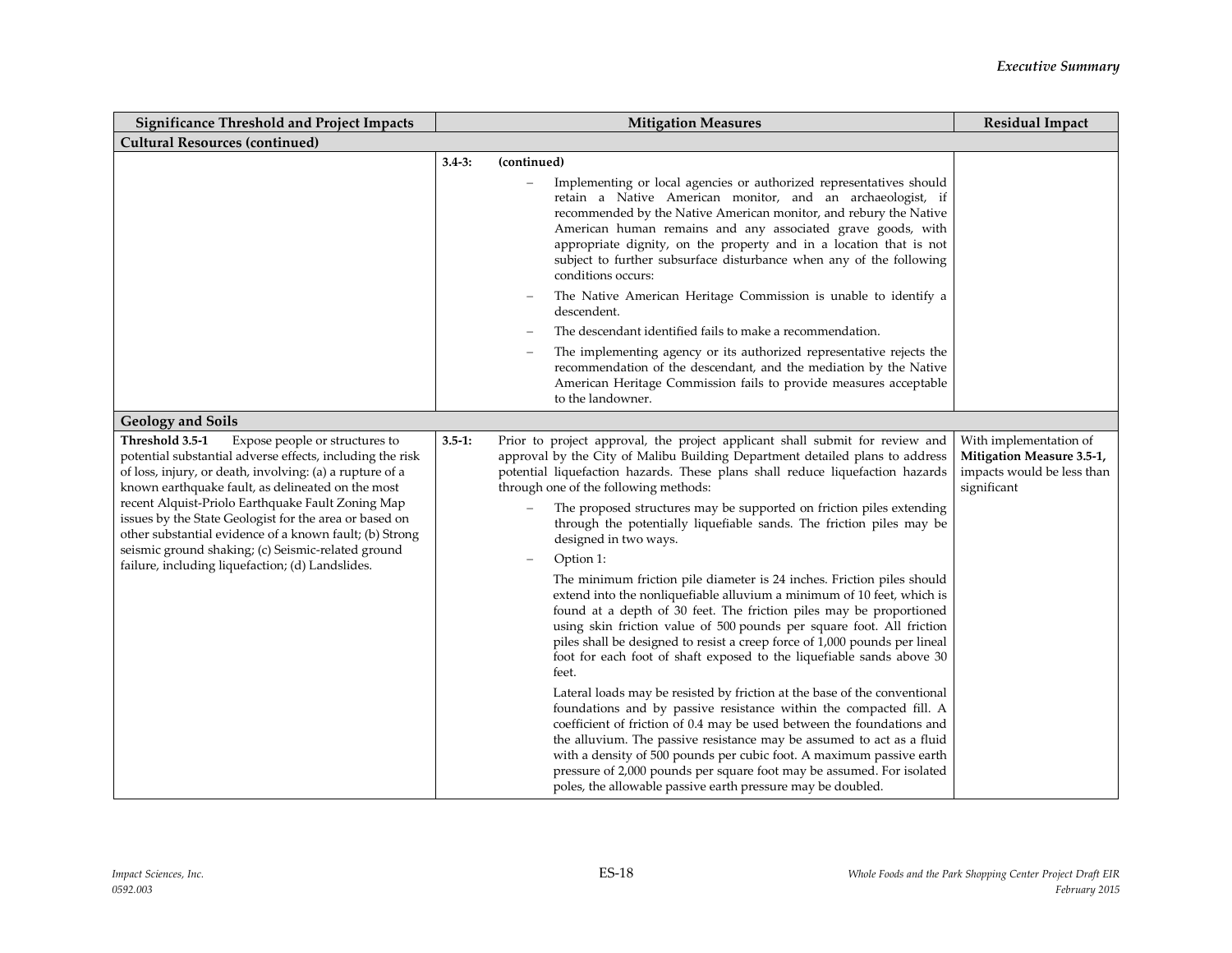| Significance Threshold and Project Impacts | Mitigation Measures | Residual Impact |
|---|---|---|
| **Cultural Resources (continued)** | | |
| | **3.4-3: (continued)**<br>– Implementing or local agencies or authorized representatives should retain a Native American monitor, and an archaeologist, if recommended by the Native American monitor, and rebury the Native American human remains and any associated grave goods, with appropriate dignity, on the property and in a location that is not subject to further subsurface disturbance when any of the following conditions occurs:<br>– The Native American Heritage Commission is unable to identify a descendent.<br>– The descendant identified fails to make a recommendation.<br>– The implementing agency or its authorized representative rejects the recommendation of the descendant, and the mediation by the Native American Heritage Commission fails to provide measures acceptable to the landowner. | |
| **Geology and Soils** | | |
| **Threshold 3.5-1** Expose people or structures to potential substantial adverse effects, including the risk of loss, injury, or death, involving: (a) a rupture of a known earthquake fault, as delineated on the most recent Alquist-Priolo Earthquake Fault Zoning Map issues by the State Geologist for the area or based on other substantial evidence of a known fault; (b) Strong seismic ground shaking; (c) Seismic-related ground failure, including liquefaction; (d) Landslides. | **3.5-1:** Prior to project approval, the project applicant shall submit for review and approval by the City of Malibu Building Department detailed plans to address potential liquefaction hazards. These plans shall reduce liquefaction hazards through one of the following methods:<br>– The proposed structures may be supported on friction piles extending through the potentially liquefiable sands. The friction piles may be designed in two ways.<br>– Option 1:<br>The minimum friction pile diameter is 24 inches. Friction piles should extend into the nonliquefiable alluvium a minimum of 10 feet, which is found at a depth of 30 feet. The friction piles may be proportioned using skin friction value of 500 pounds per square foot. All friction piles shall be designed to resist a creep force of 1,000 pounds per lineal foot for each foot of shaft exposed to the liquefiable sands above 30 feet.<br>Lateral loads may be resisted by friction at the base of the conventional foundations and by passive resistance within the compacted fill. A coefficient of friction of 0.4 may be used between the foundations and the alluvium. The passive resistance may be assumed to act as a fluid with a density of 500 pounds per cubic foot. A maximum passive earth pressure of 2,000 pounds per square foot may be assumed. For isolated poles, the allowable passive earth pressure may be doubled. | With implementation of **Mitigation Measure 3.5-1,** impacts would be less than significant |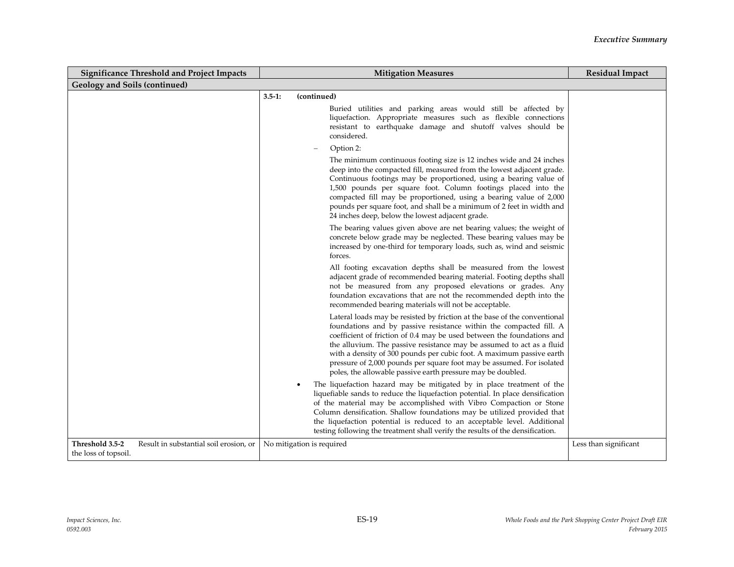| Significance Threshold and Project Impacts | Mitigation Measures | Residual Impact |
|---|---|---|
| **Geology and Soils (continued)** | | |
| | **3.5-1: (continued)**<br><br>Buried utilities and parking areas would still be affected by liquefaction. Appropriate measures such as flexible connections resistant to earthquake damage and shutoff valves should be considered.<br><br>– Option 2:<br><br>The minimum continuous footing size is 12 inches wide and 24 inches deep into the compacted fill, measured from the lowest adjacent grade. Continuous footings may be proportioned, using a bearing value of 1,500 pounds per square foot. Column footings placed into the compacted fill may be proportioned, using a bearing value of 2,000 pounds per square foot, and shall be a minimum of 2 feet in width and 24 inches deep, below the lowest adjacent grade.<br><br>The bearing values given above are net bearing values; the weight of concrete below grade may be neglected. These bearing values may be increased by one-third for temporary loads, such as, wind and seismic forces.<br><br>All footing excavation depths shall be measured from the lowest adjacent grade of recommended bearing material. Footing depths shall not be measured from any proposed elevations or grades. Any foundation excavations that are not the recommended depth into the recommended bearing materials will not be acceptable.<br><br>Lateral loads may be resisted by friction at the base of the conventional foundations and by passive resistance within the compacted fill. A coefficient of friction of 0.4 may be used between the foundations and the alluvium. The passive resistance may be assumed to act as a fluid with a density of 300 pounds per cubic foot. A maximum passive earth pressure of 2,000 pounds per square foot may be assumed. For isolated poles, the allowable passive earth pressure may be doubled.<br><br>• The liquefaction hazard may be mitigated by in place treatment of the liquefiable sands to reduce the liquefaction potential. In place densification of the material may be accomplished with Vibro Compaction or Stone Column densification. Shallow foundations may be utilized provided that the liquefaction potential is reduced to an acceptable level. Additional testing following the treatment shall verify the results of the densification. | |
| **Threshold 3.5-2** Result in substantial soil erosion, or the loss of topsoil. | No mitigation is required | Less than significant |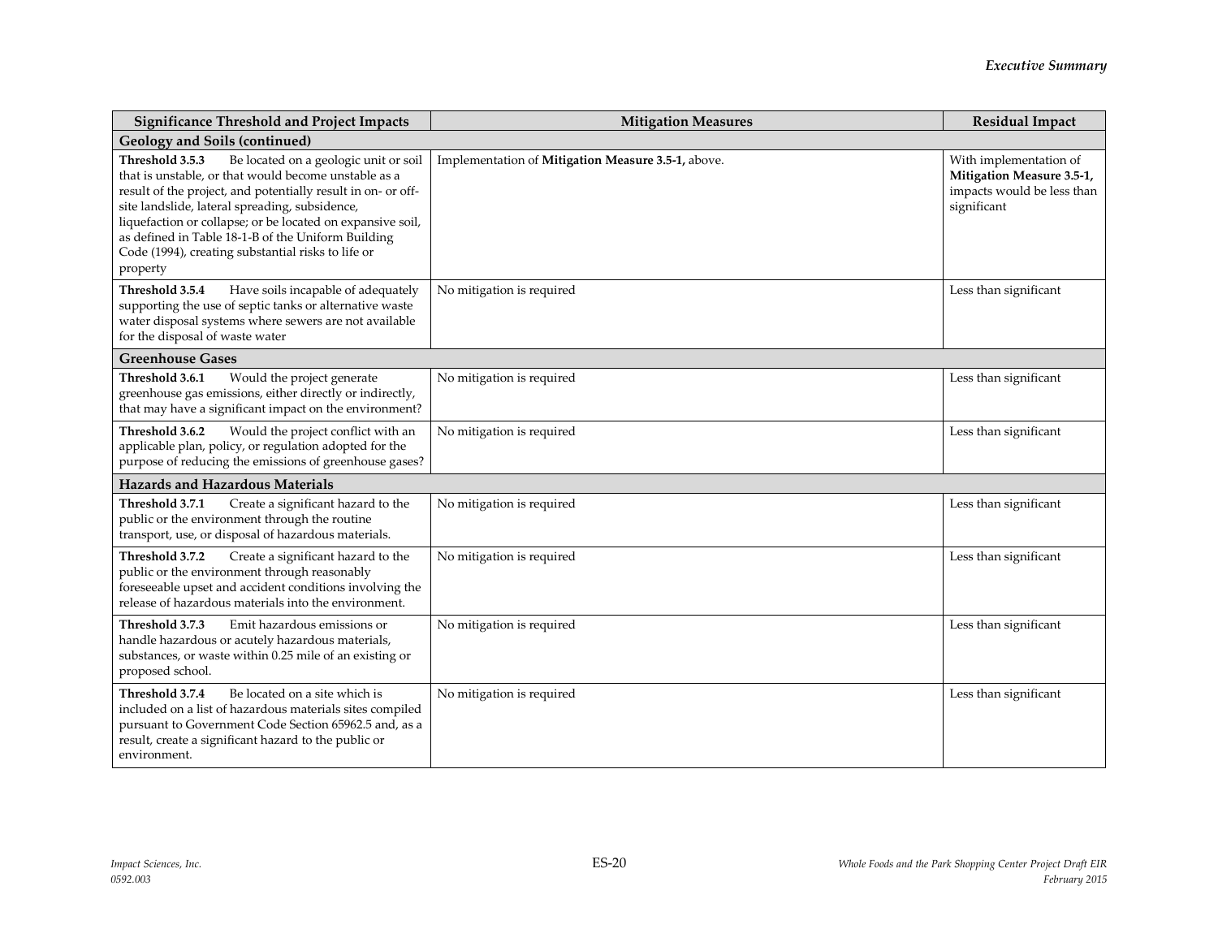| Significance Threshold and Project Impacts | Mitigation Measures | Residual Impact |
| --- | --- | --- |
| **Geology and Soils (continued)** | | |
| **Threshold 3.5.3** Be located on a geologic unit or soil that is unstable, or that would become unstable as a result of the project, and potentially result in on- or off-site landslide, lateral spreading, subsidence, liquefaction or collapse; or be located on expansive soil, as defined in Table 18-1-B of the Uniform Building Code (1994), creating substantial risks to life or property | Implementation of **Mitigation Measure 3.5-1,** above. | With implementation of **Mitigation Measure 3.5-1,** impacts would be less than significant |
| **Threshold 3.5.4** Have soils incapable of adequately supporting the use of septic tanks or alternative waste water disposal systems where sewers are not available for the disposal of waste water | No mitigation is required | Less than significant |
| **Greenhouse Gases** | | |
| **Threshold 3.6.1** Would the project generate greenhouse gas emissions, either directly or indirectly, that may have a significant impact on the environment? | No mitigation is required | Less than significant |
| **Threshold 3.6.2** Would the project conflict with an applicable plan, policy, or regulation adopted for the purpose of reducing the emissions of greenhouse gases? | No mitigation is required | Less than significant |
| **Hazards and Hazardous Materials** | | |
| **Threshold 3.7.1** Create a significant hazard to the public or the environment through the routine transport, use, or disposal of hazardous materials. | No mitigation is required | Less than significant |
| **Threshold 3.7.2** Create a significant hazard to the public or the environment through reasonably foreseeable upset and accident conditions involving the release of hazardous materials into the environment. | No mitigation is required | Less than significant |
| **Threshold 3.7.3** Emit hazardous emissions or handle hazardous or acutely hazardous materials, substances, or waste within 0.25 mile of an existing or proposed school. | No mitigation is required | Less than significant |
| **Threshold 3.7.4** Be located on a site which is included on a list of hazardous materials sites compiled pursuant to Government Code Section 65962.5 and, as a result, create a significant hazard to the public or environment. | No mitigation is required | Less than significant |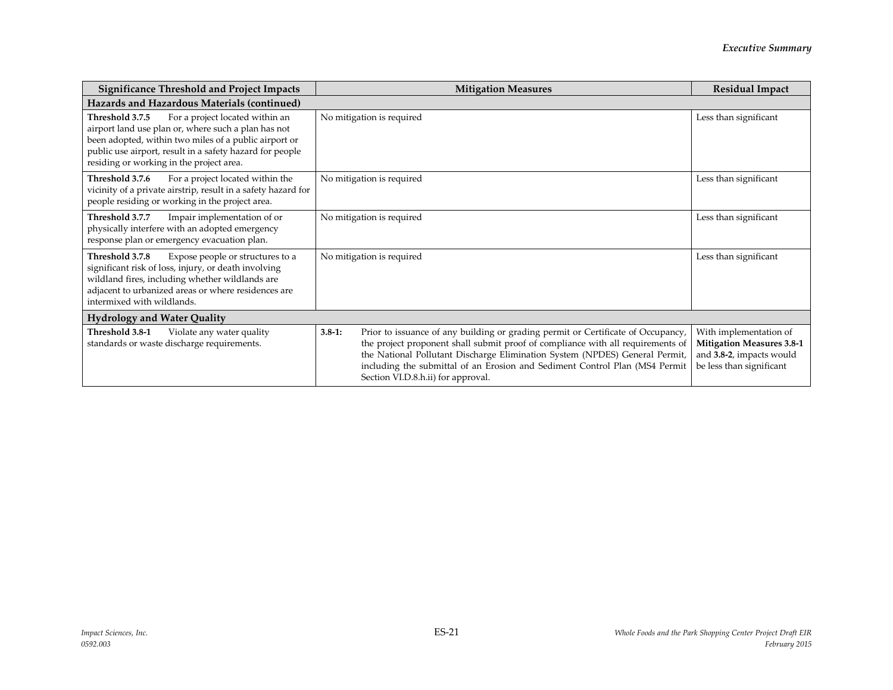| Significance Threshold and Project Impacts | Mitigation Measures | Residual Impact |
|---|---|---|
| **Hazards and Hazardous Materials (continued)** | | |
| **Threshold 3.7.5** For a project located within an airport land use plan or, where such a plan has not been adopted, within two miles of a public airport or public use airport, result in a safety hazard for people residing or working in the project area. | No mitigation is required | Less than significant |
| **Threshold 3.7.6** For a project located within the vicinity of a private airstrip, result in a safety hazard for people residing or working in the project area. | No mitigation is required | Less than significant |
| **Threshold 3.7.7** Impair implementation of or physically interfere with an adopted emergency response plan or emergency evacuation plan. | No mitigation is required | Less than significant |
| **Threshold 3.7.8** Expose people or structures to a significant risk of loss, injury, or death involving wildland fires, including whether wildlands are adjacent to urbanized areas or where residences are intermixed with wildlands. | No mitigation is required | Less than significant |
| **Hydrology and Water Quality** | | |
| **Threshold 3.8-1** Violate any water quality standards or waste discharge requirements. | **3.8-1:** Prior to issuance of any building or grading permit or Certificate of Occupancy, the project proponent shall submit proof of compliance with all requirements of the National Pollutant Discharge Elimination System (NPDES) General Permit, including the submittal of an Erosion and Sediment Control Plan (MS4 Permit Section VI.D.8.h.ii) for approval. | With implementation of **Mitigation Measures 3.8-1** and **3.8-2**, impacts would be less than significant |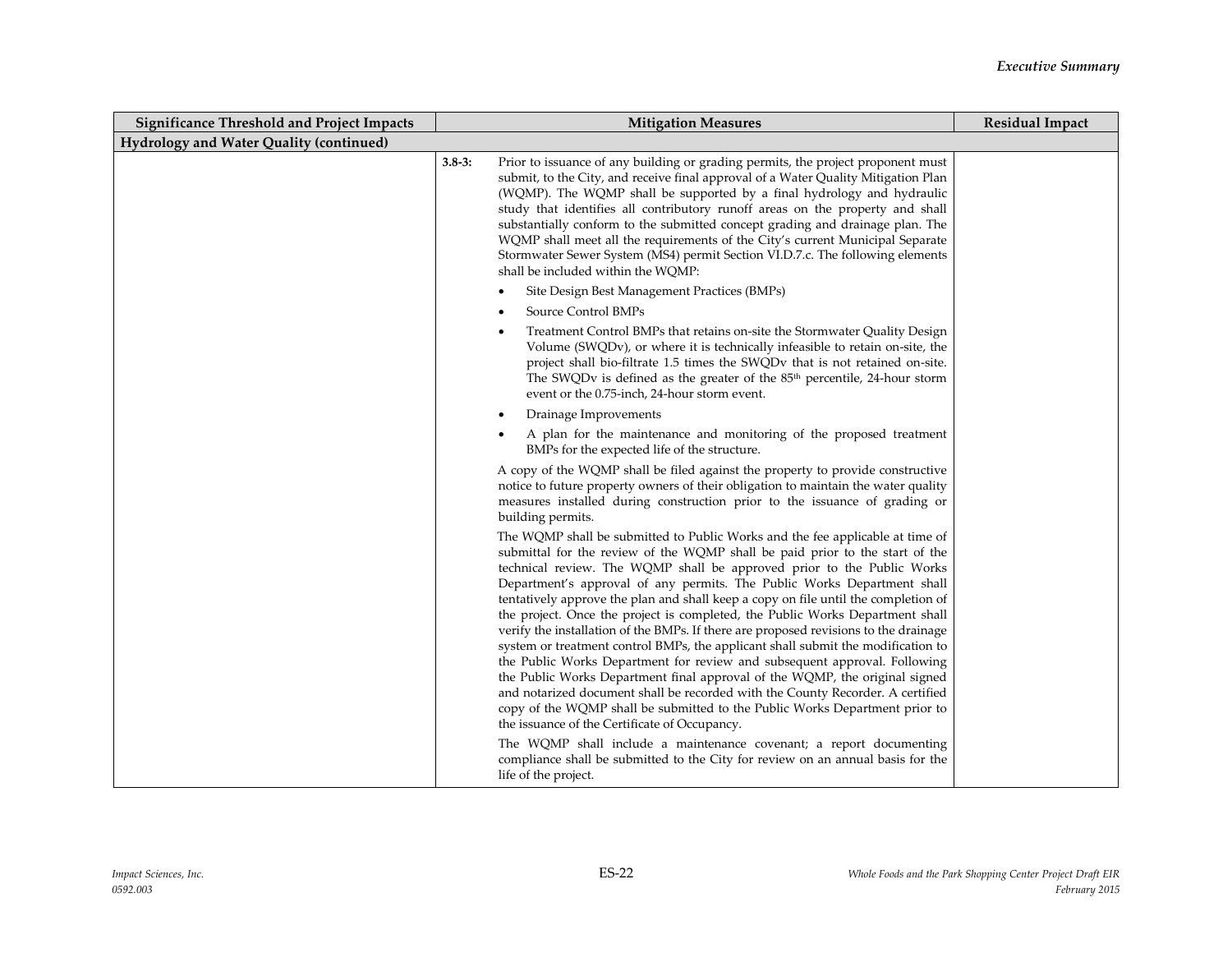| Significance Threshold and Project Impacts | Mitigation Measures | Residual Impact |
|---|---|---|
| **Hydrology and Water Quality (continued)** | | |
| | **3.8-3:** Prior to issuance of any building or grading permits, the project proponent must submit, to the City, and receive final approval of a Water Quality Mitigation Plan (WQMP). The WQMP shall be supported by a final hydrology and hydraulic study that identifies all contributory runoff areas on the property and shall substantially conform to the submitted concept grading and drainage plan. The WQMP shall meet all the requirements of the City's current Municipal Separate Stormwater Sewer System (MS4) permit Section VI.D.7.c. The following elements shall be included within the WQMP:<br>• Site Design Best Management Practices (BMPs)<br>• Source Control BMPs<br>• Treatment Control BMPs that retains on-site the Stormwater Quality Design Volume (SWQDv), or where it is technically infeasible to retain on-site, the project shall bio-filtrate 1.5 times the SWQDv that is not retained on-site. The SWQDv is defined as the greater of the 85th percentile, 24-hour storm event or the 0.75-inch, 24-hour storm event.<br>• Drainage Improvements<br>• A plan for the maintenance and monitoring of the proposed treatment BMPs for the expected life of the structure.<br><br>A copy of the WQMP shall be filed against the property to provide constructive notice to future property owners of their obligation to maintain the water quality measures installed during construction prior to the issuance of grading or building permits.<br><br>The WQMP shall be submitted to Public Works and the fee applicable at time of submittal for the review of the WQMP shall be paid prior to the start of the technical review. The WQMP shall be approved prior to the Public Works Department's approval of any permits. The Public Works Department shall tentatively approve the plan and shall keep a copy on file until the completion of the project. Once the project is completed, the Public Works Department shall verify the installation of the BMPs. If there are proposed revisions to the drainage system or treatment control BMPs, the applicant shall submit the modification to the Public Works Department for review and subsequent approval. Following the Public Works Department final approval of the WQMP, the original signed and notarized document shall be recorded with the County Recorder. A certified copy of the WQMP shall be submitted to the Public Works Department prior to the issuance of the Certificate of Occupancy.<br><br>The WQMP shall include a maintenance covenant; a report documenting compliance shall be submitted to the City for review on an annual basis for the life of the project. | |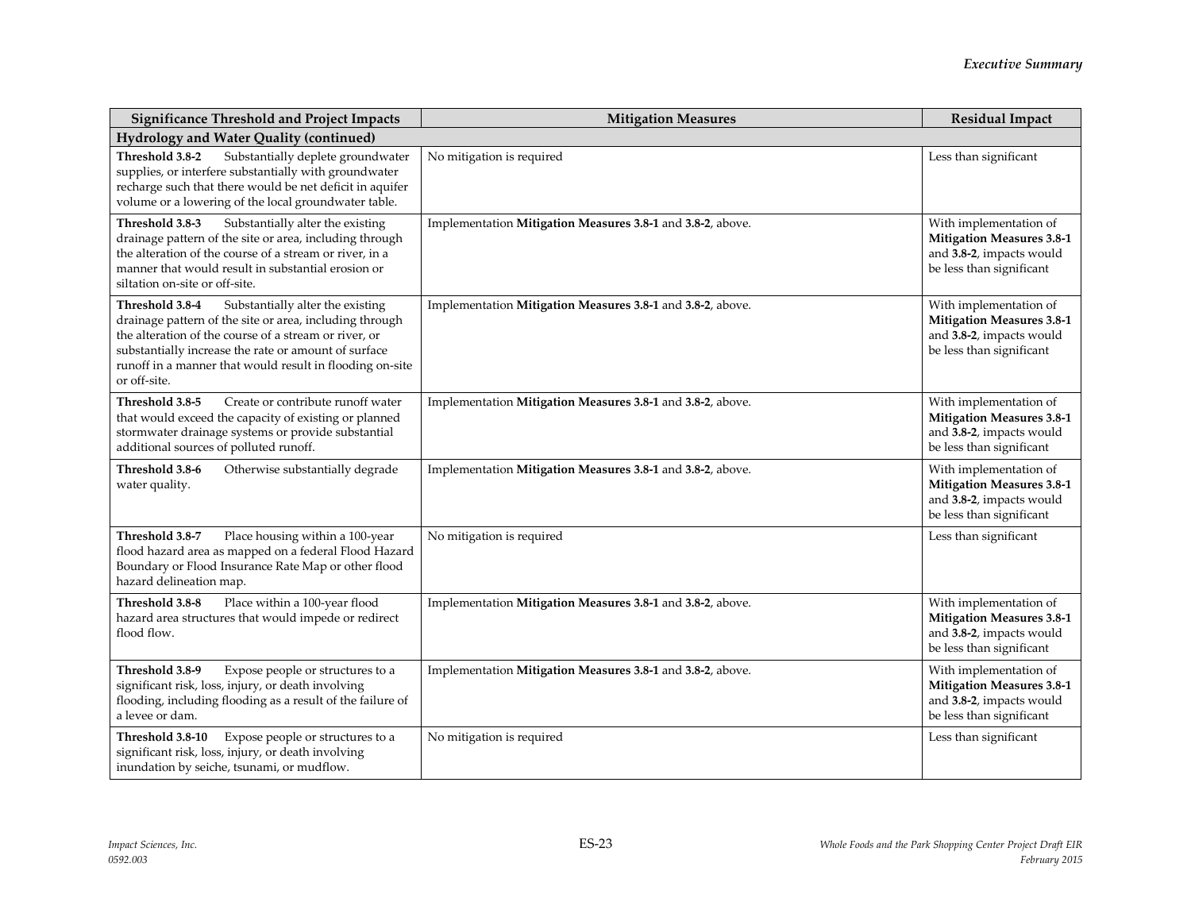| Significance Threshold and Project Impacts | Mitigation Measures | Residual Impact |
|---|---|---|
| **Hydrology and Water Quality (continued)** | | |
| **Threshold 3.8-2** Substantially deplete groundwater supplies, or interfere substantially with groundwater recharge such that there would be net deficit in aquifer volume or a lowering of the local groundwater table. | No mitigation is required | Less than significant |
| **Threshold 3.8-3** Substantially alter the existing drainage pattern of the site or area, including through the alteration of the course of a stream or river, in a manner that would result in substantial erosion or siltation on-site or off-site. | Implementation **Mitigation Measures 3.8-1** and **3.8-2**, above. | With implementation of **Mitigation Measures 3.8-1** and **3.8-2**, impacts would be less than significant |
| **Threshold 3.8-4** Substantially alter the existing drainage pattern of the site or area, including through the alteration of the course of a stream or river, or substantially increase the rate or amount of surface runoff in a manner that would result in flooding on-site or off-site. | Implementation **Mitigation Measures 3.8-1** and **3.8-2**, above. | With implementation of **Mitigation Measures 3.8-1** and **3.8-2**, impacts would be less than significant |
| **Threshold 3.8-5** Create or contribute runoff water that would exceed the capacity of existing or planned stormwater drainage systems or provide substantial additional sources of polluted runoff. | Implementation **Mitigation Measures 3.8-1** and **3.8-2**, above. | With implementation of **Mitigation Measures 3.8-1** and **3.8-2**, impacts would be less than significant |
| **Threshold 3.8-6** Otherwise substantially degrade water quality. | Implementation **Mitigation Measures 3.8-1** and **3.8-2**, above. | With implementation of **Mitigation Measures 3.8-1** and **3.8-2**, impacts would be less than significant |
| **Threshold 3.8-7** Place housing within a 100-year flood hazard area as mapped on a federal Flood Hazard Boundary or Flood Insurance Rate Map or other flood hazard delineation map. | No mitigation is required | Less than significant |
| **Threshold 3.8-8** Place within a 100-year flood hazard area structures that would impede or redirect flood flow. | Implementation **Mitigation Measures 3.8-1** and **3.8-2**, above. | With implementation of **Mitigation Measures 3.8-1** and **3.8-2**, impacts would be less than significant |
| **Threshold 3.8-9** Expose people or structures to a significant risk, loss, injury, or death involving flooding, including flooding as a result of the failure of a levee or dam. | Implementation **Mitigation Measures 3.8-1** and **3.8-2**, above. | With implementation of **Mitigation Measures 3.8-1** and **3.8-2**, impacts would be less than significant |
| **Threshold 3.8-10** Expose people or structures to a significant risk, loss, injury, or death involving inundation by seiche, tsunami, or mudflow. | No mitigation is required | Less than significant |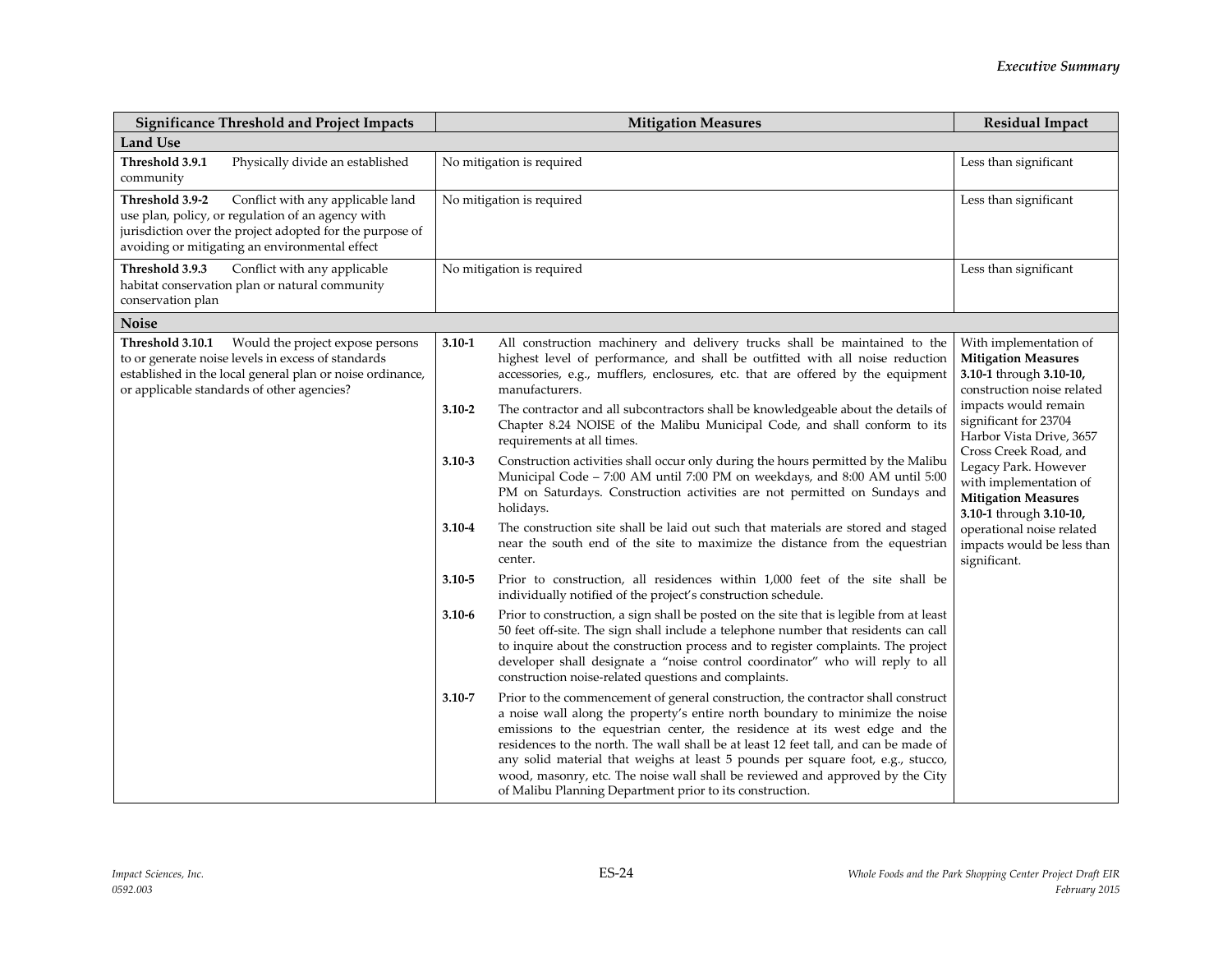| Significance Threshold and Project Impacts | Mitigation Measures | Residual Impact |
|---|---|---|
| **Land Use** | | |
| **Threshold 3.9.1** Physically divide an established community | No mitigation is required | Less than significant |
| **Threshold 3.9-2** Conflict with any applicable land use plan, policy, or regulation of an agency with jurisdiction over the project adopted for the purpose of avoiding or mitigating an environmental effect | No mitigation is required | Less than significant |
| **Threshold 3.9.3** Conflict with any applicable habitat conservation plan or natural community conservation plan | No mitigation is required | Less than significant |
| **Noise** | | |
| **Threshold 3.10.1** Would the project expose persons to or generate noise levels in excess of standards established in the local general plan or noise ordinance, or applicable standards of other agencies? | **3.10-1** All construction machinery and delivery trucks shall be maintained to the highest level of performance, and shall be outfitted with all noise reduction accessories, e.g., mufflers, enclosures, etc. that are offered by the equipment manufacturers.<br><br>**3.10-2** The contractor and all subcontractors shall be knowledgeable about the details of Chapter 8.24 NOISE of the Malibu Municipal Code, and shall conform to its requirements at all times.<br><br>**3.10-3** Construction activities shall occur only during the hours permitted by the Malibu Municipal Code – 7:00 AM until 7:00 PM on weekdays, and 8:00 AM until 5:00 PM on Saturdays. Construction activities are not permitted on Sundays and holidays.<br><br>**3.10-4** The construction site shall be laid out such that materials are stored and staged near the south end of the site to maximize the distance from the equestrian center.<br><br>**3.10-5** Prior to construction, all residences within 1,000 feet of the site shall be individually notified of the project's construction schedule.<br><br>**3.10-6** Prior to construction, a sign shall be posted on the site that is legible from at least 50 feet off-site. The sign shall include a telephone number that residents can call to inquire about the construction process and to register complaints. The project developer shall designate a "noise control coordinator" who will reply to all construction noise-related questions and complaints.<br><br>**3.10-7** Prior to the commencement of general construction, the contractor shall construct a noise wall along the property's entire north boundary to minimize the noise emissions to the equestrian center, the residence at its west edge and the residences to the north. The wall shall be at least 12 feet tall, and can be made of any solid material that weighs at least 5 pounds per square foot, e.g., stucco, wood, masonry, etc. The noise wall shall be reviewed and approved by the City of Malibu Planning Department prior to its construction. | With implementation of **Mitigation Measures 3.10-1** through **3.10-10,** construction noise related impacts would remain significant for 23704 Harbor Vista Drive, 3657 Cross Creek Road, and Legacy Park. However with implementation of **Mitigation Measures 3.10-1** through **3.10-10,** operational noise related impacts would be less than significant. |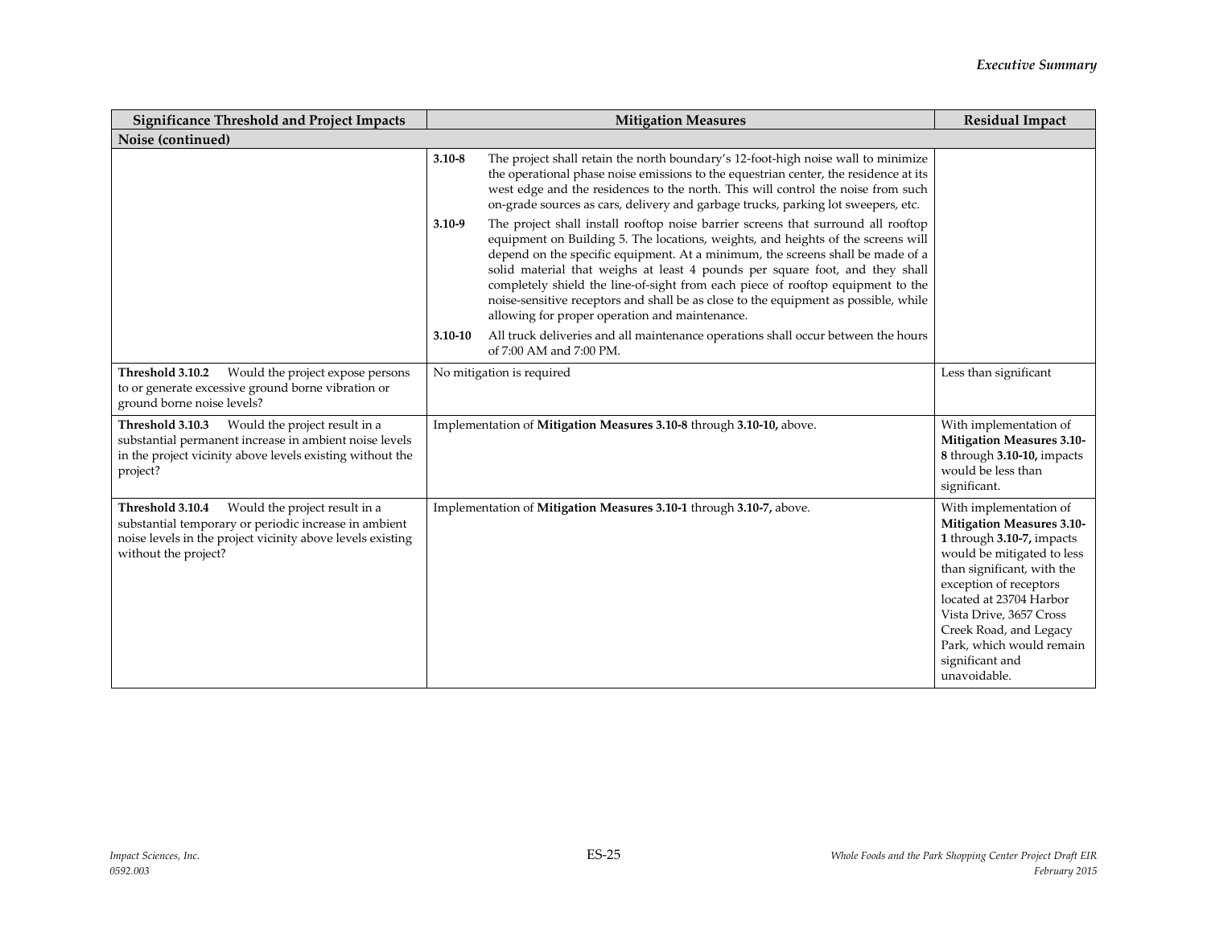| Significance Threshold and Project Impacts | Mitigation Measures | Residual Impact |
|---|---|---|
| **Noise (continued)** | | |
| | **3.10-8** The project shall retain the north boundary's 12-foot-high noise wall to minimize the operational phase noise emissions to the equestrian center, the residence at its west edge and the residences to the north. This will control the noise from such on-grade sources as cars, delivery and garbage trucks, parking lot sweepers, etc.<br><br>**3.10-9** The project shall install rooftop noise barrier screens that surround all rooftop equipment on Building 5. The locations, weights, and heights of the screens will depend on the specific equipment. At a minimum, the screens shall be made of a solid material that weighs at least 4 pounds per square foot, and they shall completely shield the line-of-sight from each piece of rooftop equipment to the noise-sensitive receptors and shall be as close to the equipment as possible, while allowing for proper operation and maintenance.<br><br>**3.10-10** All truck deliveries and all maintenance operations shall occur between the hours of 7:00 AM and 7:00 PM. | |
| **Threshold 3.10.2** Would the project expose persons to or generate excessive ground borne vibration or ground borne noise levels? | No mitigation is required | Less than significant |
| **Threshold 3.10.3** Would the project result in a substantial permanent increase in ambient noise levels in the project vicinity above levels existing without the project? | Implementation of **Mitigation Measures 3.10-8** through **3.10-10,** above. | With implementation of **Mitigation Measures 3.10-8** through **3.10-10,** impacts would be less than significant. |
| **Threshold 3.10.4** Would the project result in a substantial temporary or periodic increase in ambient noise levels in the project vicinity above levels existing without the project? | Implementation of **Mitigation Measures 3.10-1** through **3.10-7,** above. | With implementation of **Mitigation Measures 3.10-1** through **3.10-7,** impacts would be mitigated to less than significant, with the exception of receptors located at 23704 Harbor Vista Drive, 3657 Cross Creek Road, and Legacy Park, which would remain significant and unavoidable. |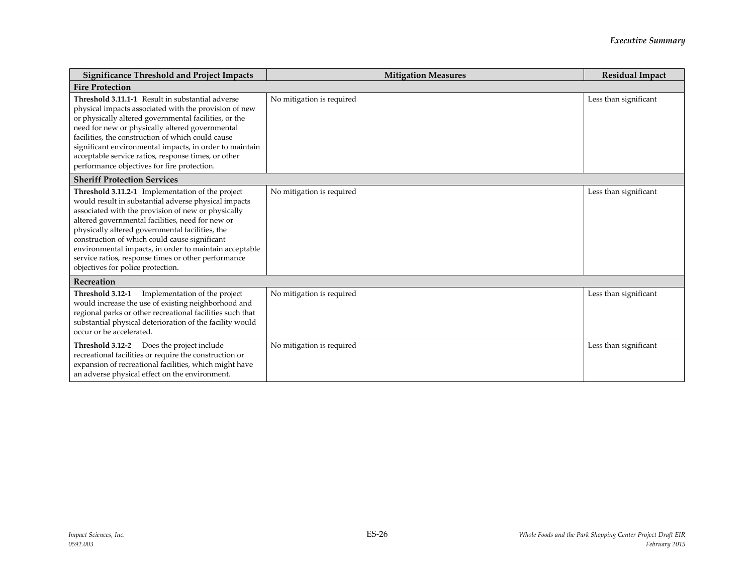| Significance Threshold and Project Impacts | Mitigation Measures | Residual Impact |
|---|---|---|
| **Fire Protection** | | |
| **Threshold 3.11.1-1** Result in substantial adverse physical impacts associated with the provision of new or physically altered governmental facilities, or the need for new or physically altered governmental facilities, the construction of which could cause significant environmental impacts, in order to maintain acceptable service ratios, response times, or other performance objectives for fire protection. | No mitigation is required | Less than significant |
| **Sheriff Protection Services** | | |
| **Threshold 3.11.2-1** Implementation of the project would result in substantial adverse physical impacts associated with the provision of new or physically altered governmental facilities, need for new or physically altered governmental facilities, the construction of which could cause significant environmental impacts, in order to maintain acceptable service ratios, response times or other performance objectives for police protection. | No mitigation is required | Less than significant |
| **Recreation** | | |
| **Threshold 3.12-1** Implementation of the project would increase the use of existing neighborhood and regional parks or other recreational facilities such that substantial physical deterioration of the facility would occur or be accelerated. | No mitigation is required | Less than significant |
| **Threshold 3.12-2** Does the project include recreational facilities or require the construction or expansion of recreational facilities, which might have an adverse physical effect on the environment. | No mitigation is required | Less than significant |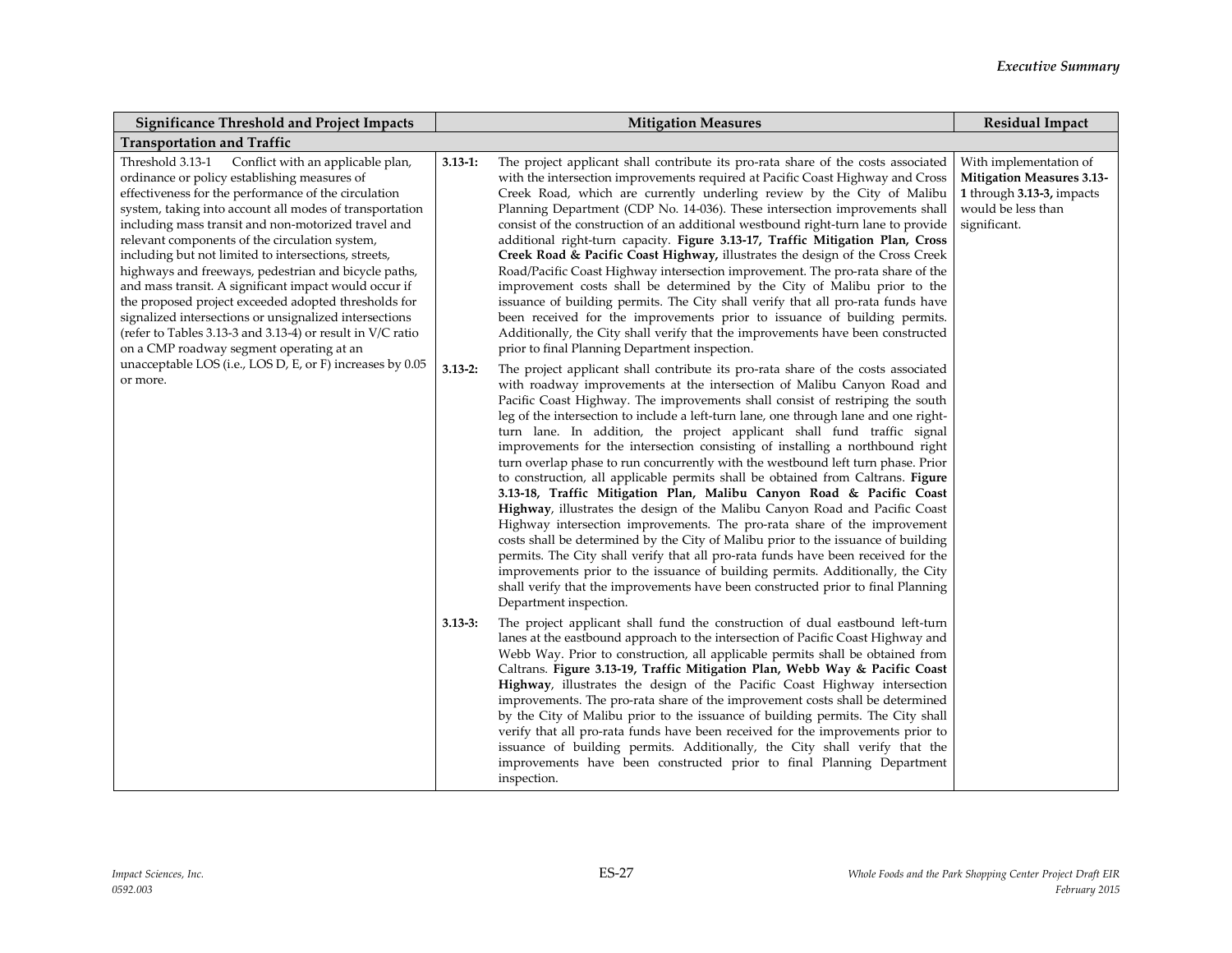| Significance Threshold and Project Impacts | Mitigation Measures | Residual Impact |
|---|---|---|
| **Transportation and Traffic** | | |
| Threshold 3.13-1 Conflict with an applicable plan, ordinance or policy establishing measures of effectiveness for the performance of the circulation system, taking into account all modes of transportation including mass transit and non-motorized travel and relevant components of the circulation system, including but not limited to intersections, streets, highways and freeways, pedestrian and bicycle paths, and mass transit. A significant impact would occur if the proposed project exceeded adopted thresholds for signalized intersections or unsignalized intersections (refer to Tables 3.13-3 and 3.13-4) or result in V/C ratio on a CMP roadway segment operating at an unacceptable LOS (i.e., LOS D, E, or F) increases by 0.05 or more. | **3.13-1:** The project applicant shall contribute its pro-rata share of the costs associated with the intersection improvements required at Pacific Coast Highway and Cross Creek Road, which are currently underling review by the City of Malibu Planning Department (CDP No. 14-036). These intersection improvements shall consist of the construction of an additional westbound right-turn lane to provide additional right-turn capacity. **Figure 3.13-17, Traffic Mitigation Plan, Cross Creek Road & Pacific Coast Highway,** illustrates the design of the Cross Creek Road/Pacific Coast Highway intersection improvement. The pro-rata share of the improvement costs shall be determined by the City of Malibu prior to the issuance of building permits. The City shall verify that all pro-rata funds have been received for the improvements prior to issuance of building permits. Additionally, the City shall verify that the improvements have been constructed prior to final Planning Department inspection.<br><br>**3.13-2:** The project applicant shall contribute its pro-rata share of the costs associated with roadway improvements at the intersection of Malibu Canyon Road and Pacific Coast Highway. The improvements shall consist of restriping the south leg of the intersection to include a left-turn lane, one through lane and one right-turn lane. In addition, the project applicant shall fund traffic signal improvements for the intersection consisting of installing a northbound right turn overlap phase to run concurrently with the westbound left turn phase. Prior to construction, all applicable permits shall be obtained from Caltrans. **Figure 3.13-18, Traffic Mitigation Plan, Malibu Canyon Road & Pacific Coast Highway**, illustrates the design of the Malibu Canyon Road and Pacific Coast Highway intersection improvements. The pro-rata share of the improvement costs shall be determined by the City of Malibu prior to the issuance of building permits. The City shall verify that all pro-rata funds have been received for the improvements prior to the issuance of building permits. Additionally, the City shall verify that the improvements have been constructed prior to final Planning Department inspection.<br><br>**3.13-3:** The project applicant shall fund the construction of dual eastbound left-turn lanes at the eastbound approach to the intersection of Pacific Coast Highway and Webb Way. Prior to construction, all applicable permits shall be obtained from Caltrans. **Figure 3.13-19, Traffic Mitigation Plan, Webb Way & Pacific Coast Highway**, illustrates the design of the Pacific Coast Highway intersection improvements. The pro-rata share of the improvement costs shall be determined by the City of Malibu prior to the issuance of building permits. The City shall verify that all pro-rata funds have been received for the improvements prior to issuance of building permits. Additionally, the City shall verify that the improvements have been constructed prior to final Planning Department inspection. | With implementation of **Mitigation Measures 3.13-1** through **3.13-3,** impacts would be less than significant. |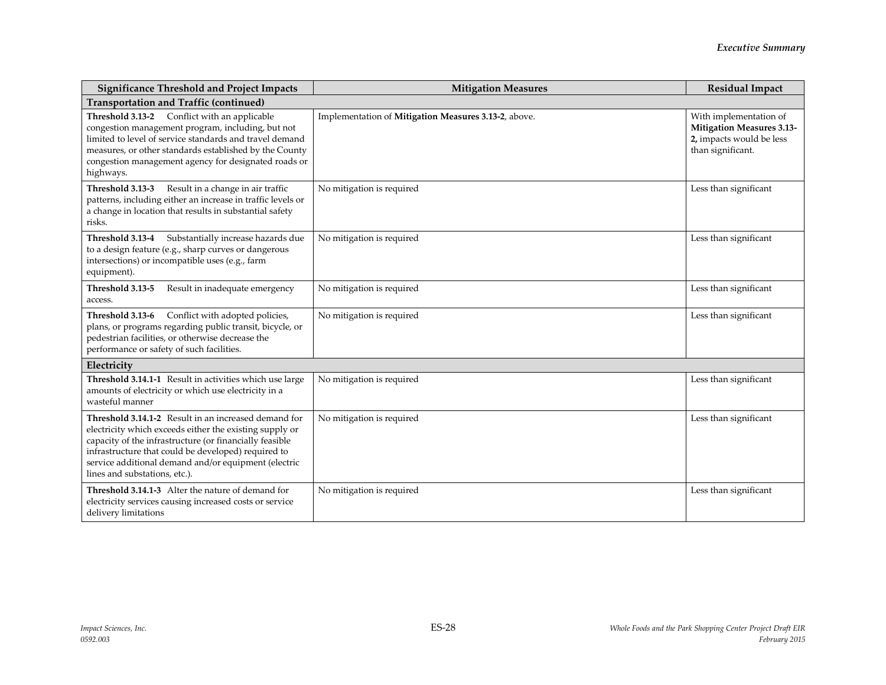| Significance Threshold and Project Impacts | Mitigation Measures | Residual Impact |
|---|---|---|
| **Transportation and Traffic (continued)** | | |
| **Threshold 3.13-2** Conflict with an applicable congestion management program, including, but not limited to level of service standards and travel demand measures, or other standards established by the County congestion management agency for designated roads or highways. | Implementation of **Mitigation Measures 3.13-2**, above. | With implementation of **Mitigation Measures 3.13-2,** impacts would be less than significant. |
| **Threshold 3.13-3** Result in a change in air traffic patterns, including either an increase in traffic levels or a change in location that results in substantial safety risks. | No mitigation is required | Less than significant |
| **Threshold 3.13-4** Substantially increase hazards due to a design feature (e.g., sharp curves or dangerous intersections) or incompatible uses (e.g., farm equipment). | No mitigation is required | Less than significant |
| **Threshold 3.13-5** Result in inadequate emergency access. | No mitigation is required | Less than significant |
| **Threshold 3.13-6** Conflict with adopted policies, plans, or programs regarding public transit, bicycle, or pedestrian facilities, or otherwise decrease the performance or safety of such facilities. | No mitigation is required | Less than significant |
| **Electricity** | | |
| **Threshold 3.14.1-1** Result in activities which use large amounts of electricity or which use electricity in a wasteful manner | No mitigation is required | Less than significant |
| **Threshold 3.14.1-2** Result in an increased demand for electricity which exceeds either the existing supply or capacity of the infrastructure (or financially feasible infrastructure that could be developed) required to service additional demand and/or equipment (electric lines and substations, etc.). | No mitigation is required | Less than significant |
| **Threshold 3.14.1-3** Alter the nature of demand for electricity services causing increased costs or service delivery limitations | No mitigation is required | Less than significant |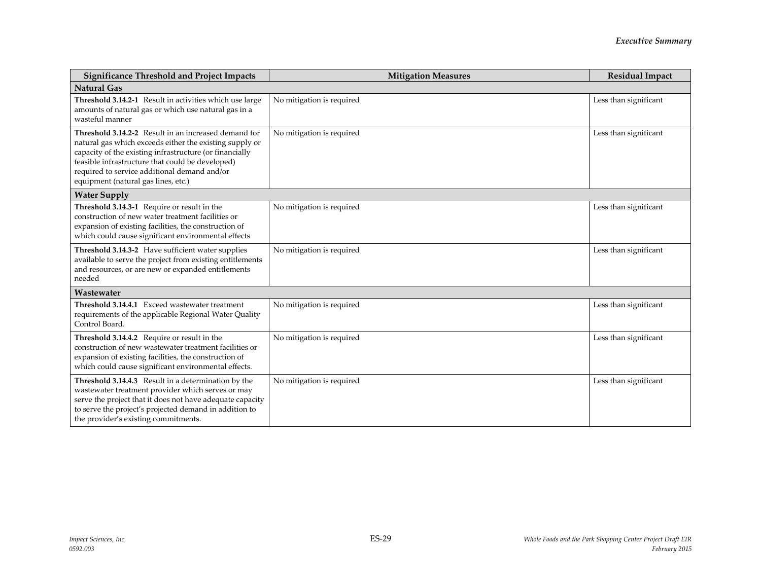| Significance Threshold and Project Impacts | Mitigation Measures | Residual Impact |
|---|---|---|
| **Natural Gas** | | |
| **Threshold 3.14.2-1** Result in activities which use large amounts of natural gas or which use natural gas in a wasteful manner | No mitigation is required | Less than significant |
| **Threshold 3.14.2-2** Result in an increased demand for natural gas which exceeds either the existing supply or capacity of the existing infrastructure (or financially feasible infrastructure that could be developed) required to service additional demand and/or equipment (natural gas lines, etc.) | No mitigation is required | Less than significant |
| **Water Supply** | | |
| **Threshold 3.14.3-1** Require or result in the construction of new water treatment facilities or expansion of existing facilities, the construction of which could cause significant environmental effects | No mitigation is required | Less than significant |
| **Threshold 3.14.3-2** Have sufficient water supplies available to serve the project from existing entitlements and resources, or are new or expanded entitlements needed | No mitigation is required | Less than significant |
| **Wastewater** | | |
| **Threshold 3.14.4.1** Exceed wastewater treatment requirements of the applicable Regional Water Quality Control Board. | No mitigation is required | Less than significant |
| **Threshold 3.14.4.2** Require or result in the construction of new wastewater treatment facilities or expansion of existing facilities, the construction of which could cause significant environmental effects. | No mitigation is required | Less than significant |
| **Threshold 3.14.4.3** Result in a determination by the wastewater treatment provider which serves or may serve the project that it does not have adequate capacity to serve the project's projected demand in addition to the provider's existing commitments. | No mitigation is required | Less than significant |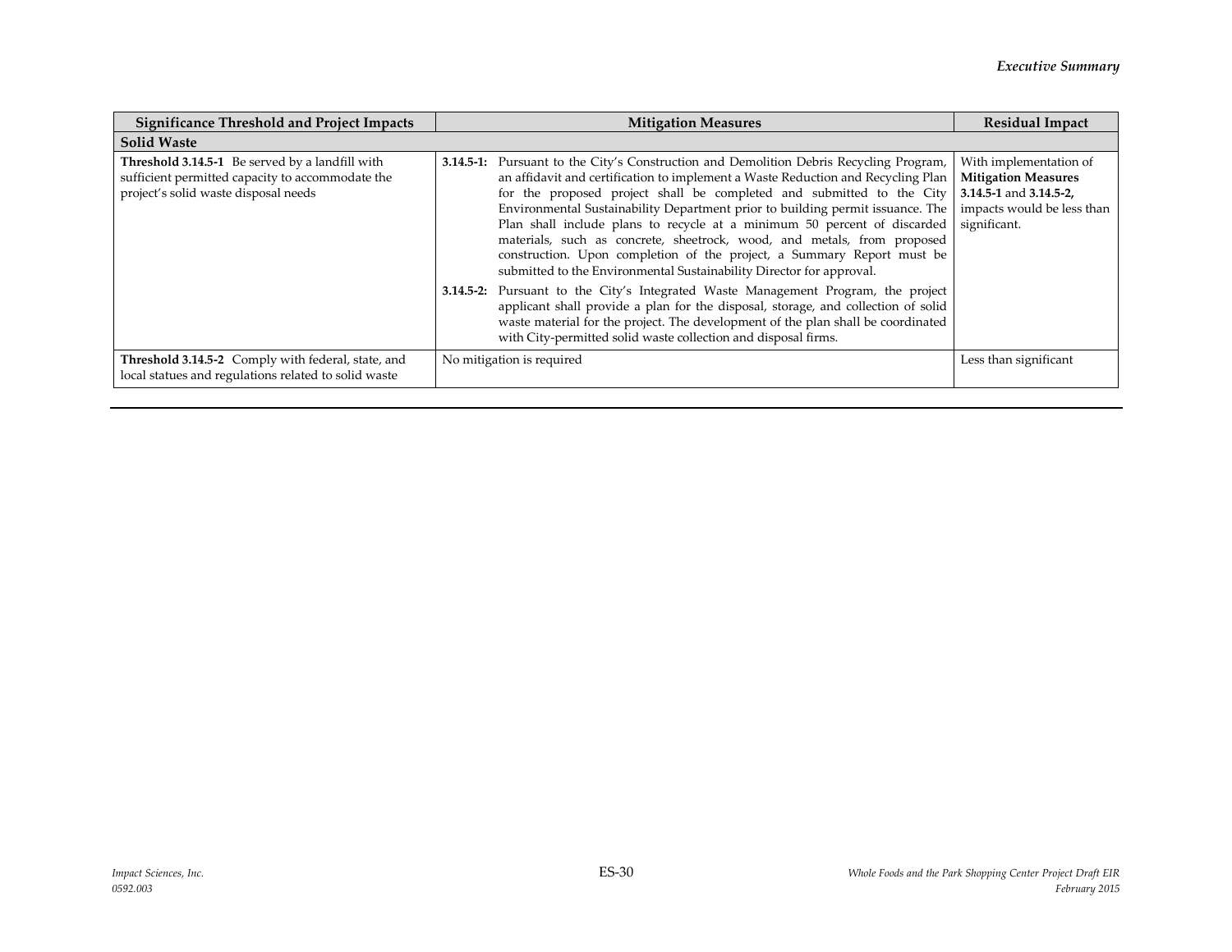| Significance Threshold and Project Impacts | Mitigation Measures | Residual Impact |
|---|---|---|
| **Solid Waste** | | |
| **Threshold 3.14.5-1** Be served by a landfill with sufficient permitted capacity to accommodate the project's solid waste disposal needs | **3.14.5-1:** Pursuant to the City's Construction and Demolition Debris Recycling Program, an affidavit and certification to implement a Waste Reduction and Recycling Plan for the proposed project shall be completed and submitted to the City Environmental Sustainability Department prior to building permit issuance. The Plan shall include plans to recycle at a minimum 50 percent of discarded materials, such as concrete, sheetrock, wood, and metals, from proposed construction. Upon completion of the project, a Summary Report must be submitted to the Environmental Sustainability Director for approval.<br><br>**3.14.5-2:** Pursuant to the City's Integrated Waste Management Program, the project applicant shall provide a plan for the disposal, storage, and collection of solid waste material for the project. The development of the plan shall be coordinated with City-permitted solid waste collection and disposal firms. | With implementation of **Mitigation Measures 3.14.5-1** and **3.14.5-2,** impacts would be less than significant. |
| **Threshold 3.14.5-2** Comply with federal, state, and local statues and regulations related to solid waste | No mitigation is required | Less than significant |